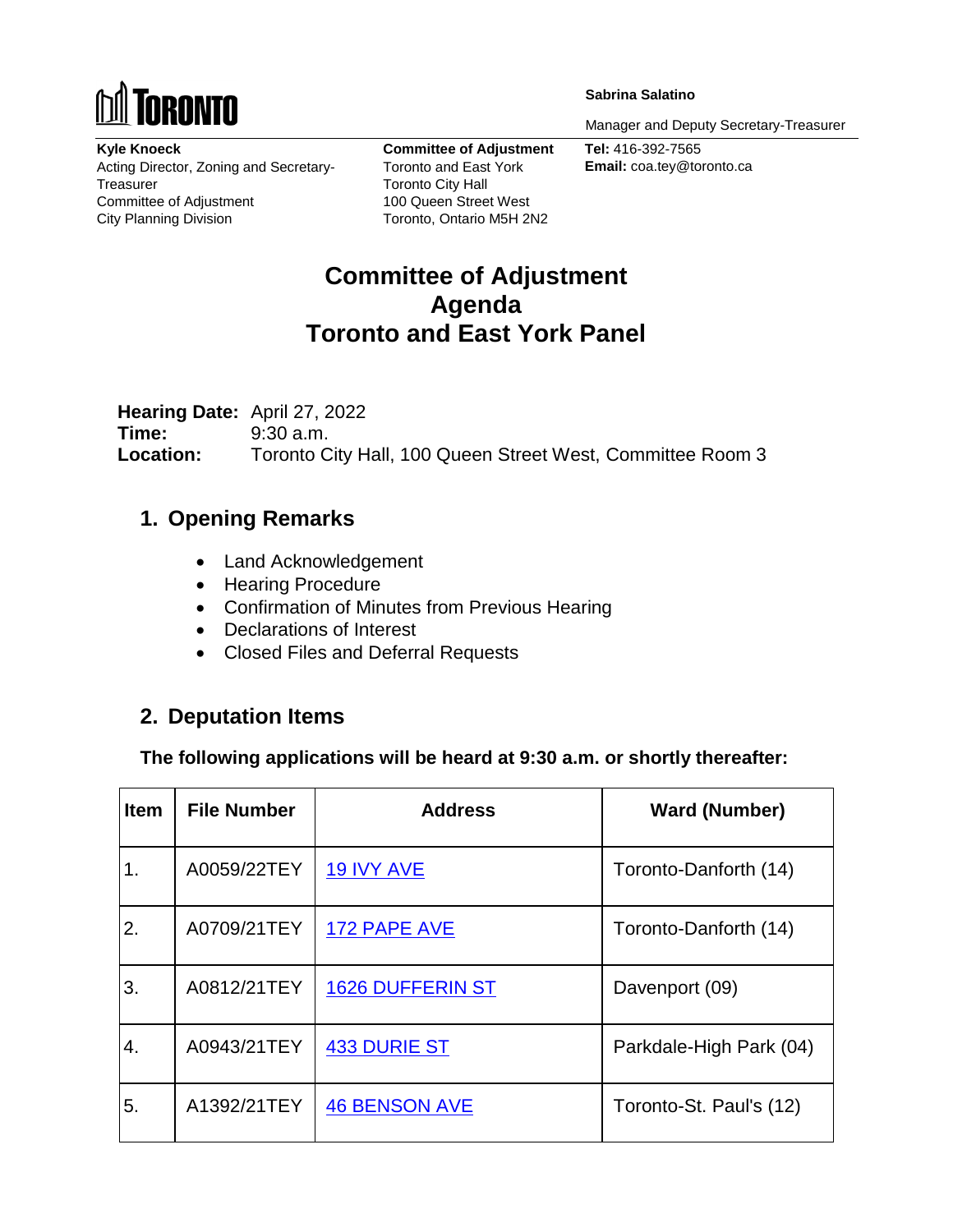TORONTO

**Sabrina Salatino**

Manager and Deputy Secretary-Treasurer

**Kyle Knoeck**
Acting Director, Zoning and Secretary-Treasurer
Committee of Adjustment
City Planning Division

**Committee of Adjustment**
Toronto and East York
Toronto City Hall
100 Queen Street West
Toronto, Ontario M5H 2N2

**Tel:** 416-392-7565
**Email:** coa.tey@toronto.ca

# Committee of Adjustment Agenda Toronto and East York Panel

**Hearing Date:** April 27, 2022
**Time:** 9:30 a.m.
**Location:** Toronto City Hall, 100 Queen Street West, Committee Room 3

## 1. Opening Remarks

- Land Acknowledgement
- Hearing Procedure
- Confirmation of Minutes from Previous Hearing
- Declarations of Interest
- Closed Files and Deferral Requests

## 2. Deputation Items

**The following applications will be heard at 9:30 a.m. or shortly thereafter:**

| Item | File Number | Address | Ward (Number) |
|---|---|---|---|
| 1. | A0059/22TEY | 19 IVY AVE | Toronto-Danforth (14) |
| 2. | A0709/21TEY | 172 PAPE AVE | Toronto-Danforth (14) |
| 3. | A0812/21TEY | 1626 DUFFERIN ST | Davenport (09) |
| 4. | A0943/21TEY | 433 DURIE ST | Parkdale-High Park (04) |
| 5. | A1392/21TEY | 46 BENSON AVE | Toronto-St. Paul's (12) |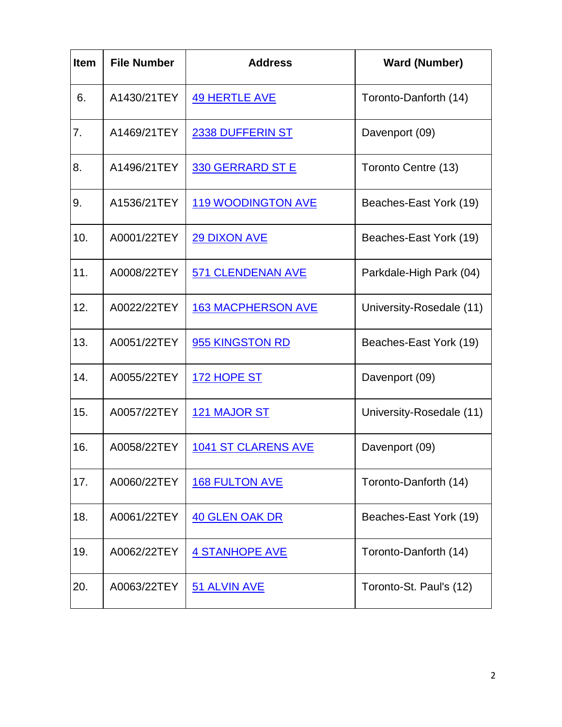| Item | File Number | Address | Ward (Number) |
|---|---|---|---|
| 6. | A1430/21TEY | 49 HERTLE AVE | Toronto-Danforth (14) |
| 7. | A1469/21TEY | 2338 DUFFERIN ST | Davenport (09) |
| 8. | A1496/21TEY | 330 GERRARD ST E | Toronto Centre (13) |
| 9. | A1536/21TEY | 119 WOODINGTON AVE | Beaches-East York (19) |
| 10. | A0001/22TEY | 29 DIXON AVE | Beaches-East York (19) |
| 11. | A0008/22TEY | 571 CLENDENAN AVE | Parkdale-High Park (04) |
| 12. | A0022/22TEY | 163 MACPHERSON AVE | University-Rosedale (11) |
| 13. | A0051/22TEY | 955 KINGSTON RD | Beaches-East York (19) |
| 14. | A0055/22TEY | 172 HOPE ST | Davenport (09) |
| 15. | A0057/22TEY | 121 MAJOR ST | University-Rosedale (11) |
| 16. | A0058/22TEY | 1041 ST CLARENS AVE | Davenport (09) |
| 17. | A0060/22TEY | 168 FULTON AVE | Toronto-Danforth (14) |
| 18. | A0061/22TEY | 40 GLEN OAK DR | Beaches-East York (19) |
| 19. | A0062/22TEY | 4 STANHOPE AVE | Toronto-Danforth (14) |
| 20. | A0063/22TEY | 51 ALVIN AVE | Toronto-St. Paul's (12) |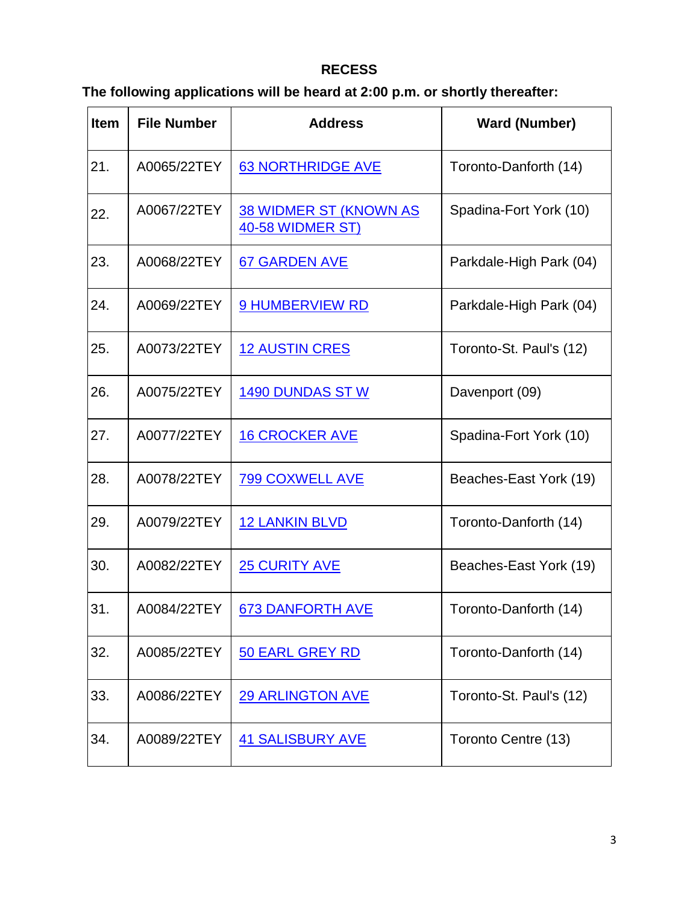**RECESS**

**The following applications will be heard at 2:00 p.m. or shortly thereafter:**

| Item | File Number | Address | Ward (Number) |
|---|---|---|---|
| 21. | A0065/22TEY | 63 NORTHRIDGE AVE | Toronto-Danforth (14) |
| 22. | A0067/22TEY | 38 WIDMER ST (KNOWN AS 40-58 WIDMER ST) | Spadina-Fort York (10) |
| 23. | A0068/22TEY | 67 GARDEN AVE | Parkdale-High Park (04) |
| 24. | A0069/22TEY | 9 HUMBERVIEW RD | Parkdale-High Park (04) |
| 25. | A0073/22TEY | 12 AUSTIN CRES | Toronto-St. Paul's (12) |
| 26. | A0075/22TEY | 1490 DUNDAS ST W | Davenport (09) |
| 27. | A0077/22TEY | 16 CROCKER AVE | Spadina-Fort York (10) |
| 28. | A0078/22TEY | 799 COXWELL AVE | Beaches-East York (19) |
| 29. | A0079/22TEY | 12 LANKIN BLVD | Toronto-Danforth (14) |
| 30. | A0082/22TEY | 25 CURITY AVE | Beaches-East York (19) |
| 31. | A0084/22TEY | 673 DANFORTH AVE | Toronto-Danforth (14) |
| 32. | A0085/22TEY | 50 EARL GREY RD | Toronto-Danforth (14) |
| 33. | A0086/22TEY | 29 ARLINGTON AVE | Toronto-St. Paul's (12) |
| 34. | A0089/22TEY | 41 SALISBURY AVE | Toronto Centre (13) |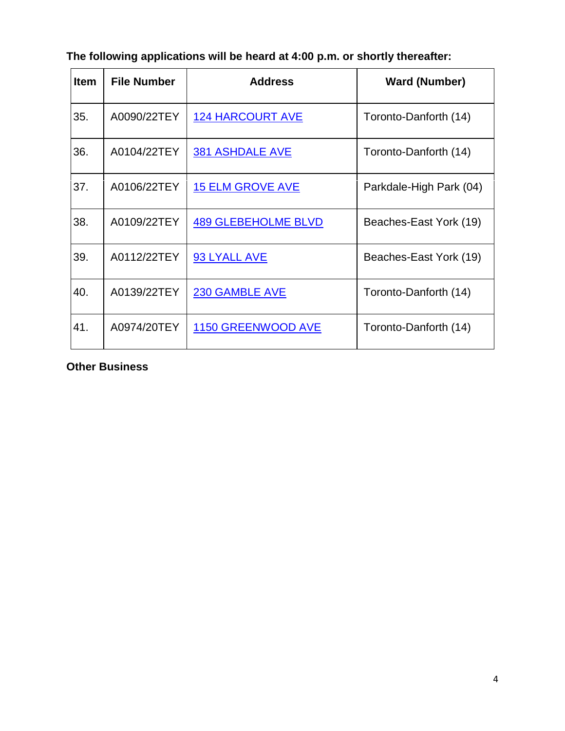**The following applications will be heard at 4:00 p.m. or shortly thereafter:**

| Item | File Number | Address | Ward (Number) |
|---|---|---|---|
| 35. | A0090/22TEY | 124 HARCOURT AVE | Toronto-Danforth (14) |
| 36. | A0104/22TEY | 381 ASHDALE AVE | Toronto-Danforth (14) |
| 37. | A0106/22TEY | 15 ELM GROVE AVE | Parkdale-High Park (04) |
| 38. | A0109/22TEY | 489 GLEBEHOLME BLVD | Beaches-East York (19) |
| 39. | A0112/22TEY | 93 LYALL AVE | Beaches-East York (19) |
| 40. | A0139/22TEY | 230 GAMBLE AVE | Toronto-Danforth (14) |
| 41. | A0974/20TEY | 1150 GREENWOOD AVE | Toronto-Danforth (14) |

**Other Business**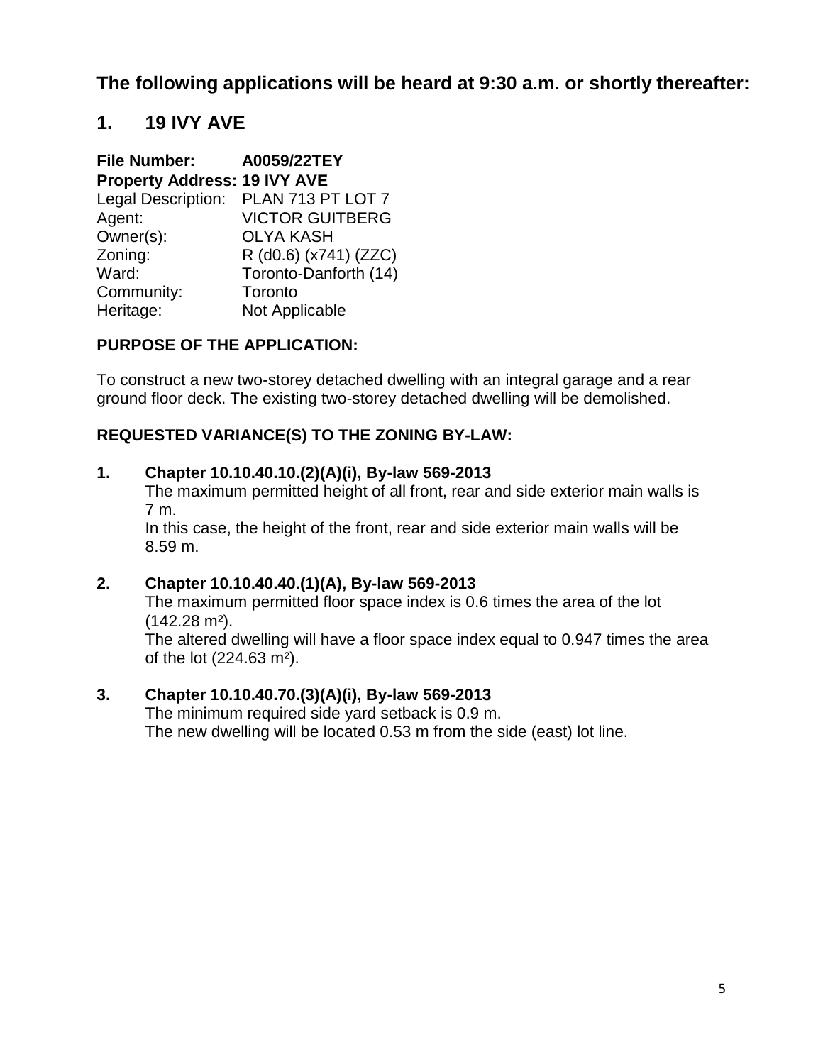## The following applications will be heard at 9:30 a.m. or shortly thereafter:

## 1. 19 IVY AVE

**File Number:** **A0059/22TEY**
**Property Address: 19 IVY AVE**
Legal Description: PLAN 713 PT LOT 7
Agent: VICTOR GUITBERG
Owner(s): OLYA KASH
Zoning: R (d0.6) (x741) (ZZC)
Ward: Toronto-Danforth (14)
Community: Toronto
Heritage: Not Applicable

**PURPOSE OF THE APPLICATION:**

To construct a new two-storey detached dwelling with an integral garage and a rear ground floor deck. The existing two-storey detached dwelling will be demolished.

**REQUESTED VARIANCE(S) TO THE ZONING BY-LAW:**

**1. Chapter 10.10.40.10.(2)(A)(i), By-law 569-2013**
The maximum permitted height of all front, rear and side exterior main walls is 7 m.
In this case, the height of the front, rear and side exterior main walls will be 8.59 m.

**2. Chapter 10.10.40.40.(1)(A), By-law 569-2013**
The maximum permitted floor space index is 0.6 times the area of the lot (142.28 m²).
The altered dwelling will have a floor space index equal to 0.947 times the area of the lot (224.63 m²).

**3. Chapter 10.10.40.70.(3)(A)(i), By-law 569-2013**
The minimum required side yard setback is 0.9 m.
The new dwelling will be located 0.53 m from the side (east) lot line.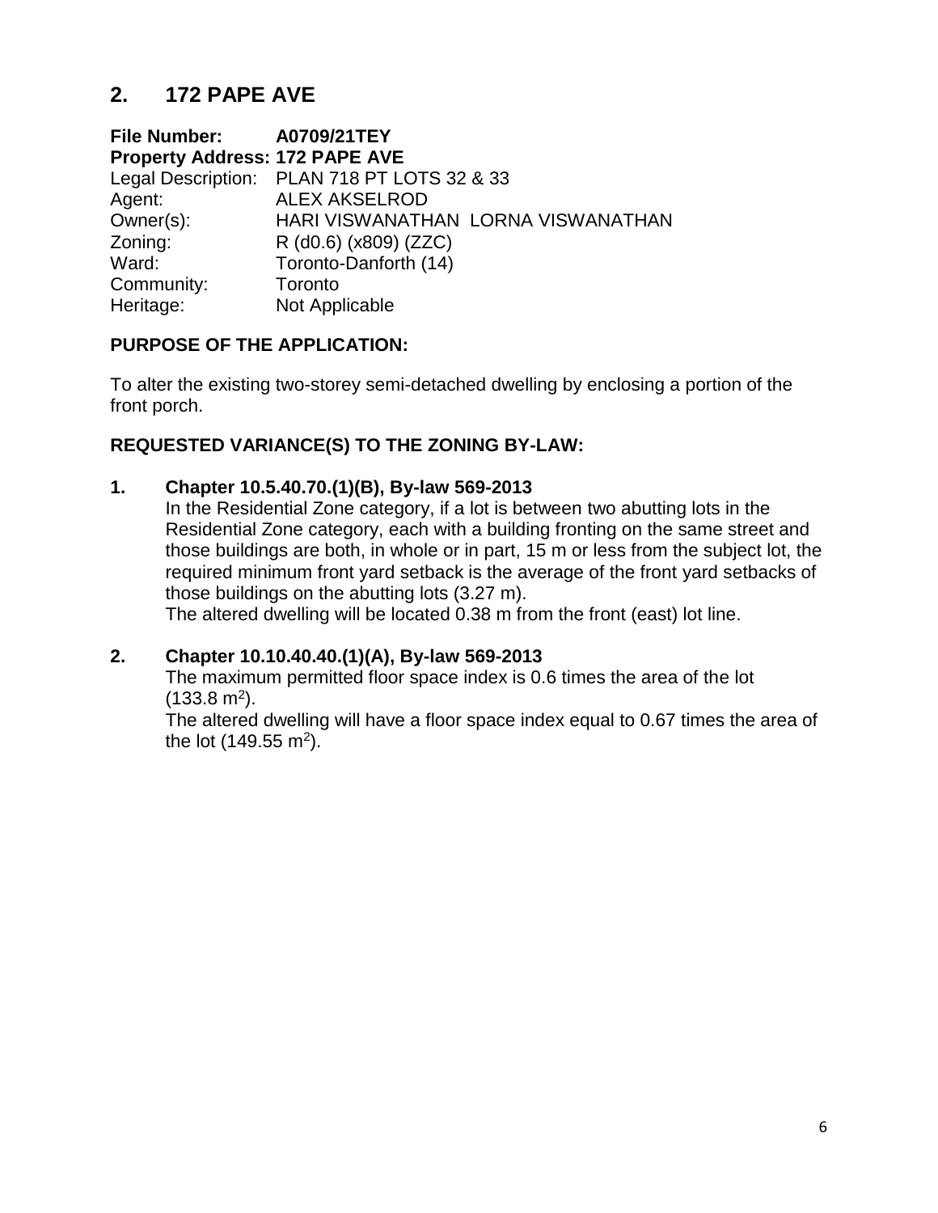## 2. 172 PAPE AVE

**File Number:** **A0709/21TEY**
**Property Address: 172 PAPE AVE**
Legal Description: PLAN 718 PT LOTS 32 & 33
Agent: ALEX AKSELROD
Owner(s): HARI VISWANATHAN LORNA VISWANATHAN
Zoning: R (d0.6) (x809) (ZZC)
Ward: Toronto-Danforth (14)
Community: Toronto
Heritage: Not Applicable

### PURPOSE OF THE APPLICATION:

To alter the existing two-storey semi-detached dwelling by enclosing a portion of the front porch.

### REQUESTED VARIANCE(S) TO THE ZONING BY-LAW:

**1. Chapter 10.5.40.70.(1)(B), By-law 569-2013**

In the Residential Zone category, if a lot is between two abutting lots in the Residential Zone category, each with a building fronting on the same street and those buildings are both, in whole or in part, 15 m or less from the subject lot, the required minimum front yard setback is the average of the front yard setbacks of those buildings on the abutting lots (3.27 m).
The altered dwelling will be located 0.38 m from the front (east) lot line.

**2. Chapter 10.10.40.40.(1)(A), By-law 569-2013**

The maximum permitted floor space index is 0.6 times the area of the lot (133.8 $m^2$).
The altered dwelling will have a floor space index equal to 0.67 times the area of the lot (149.55 $m^2$).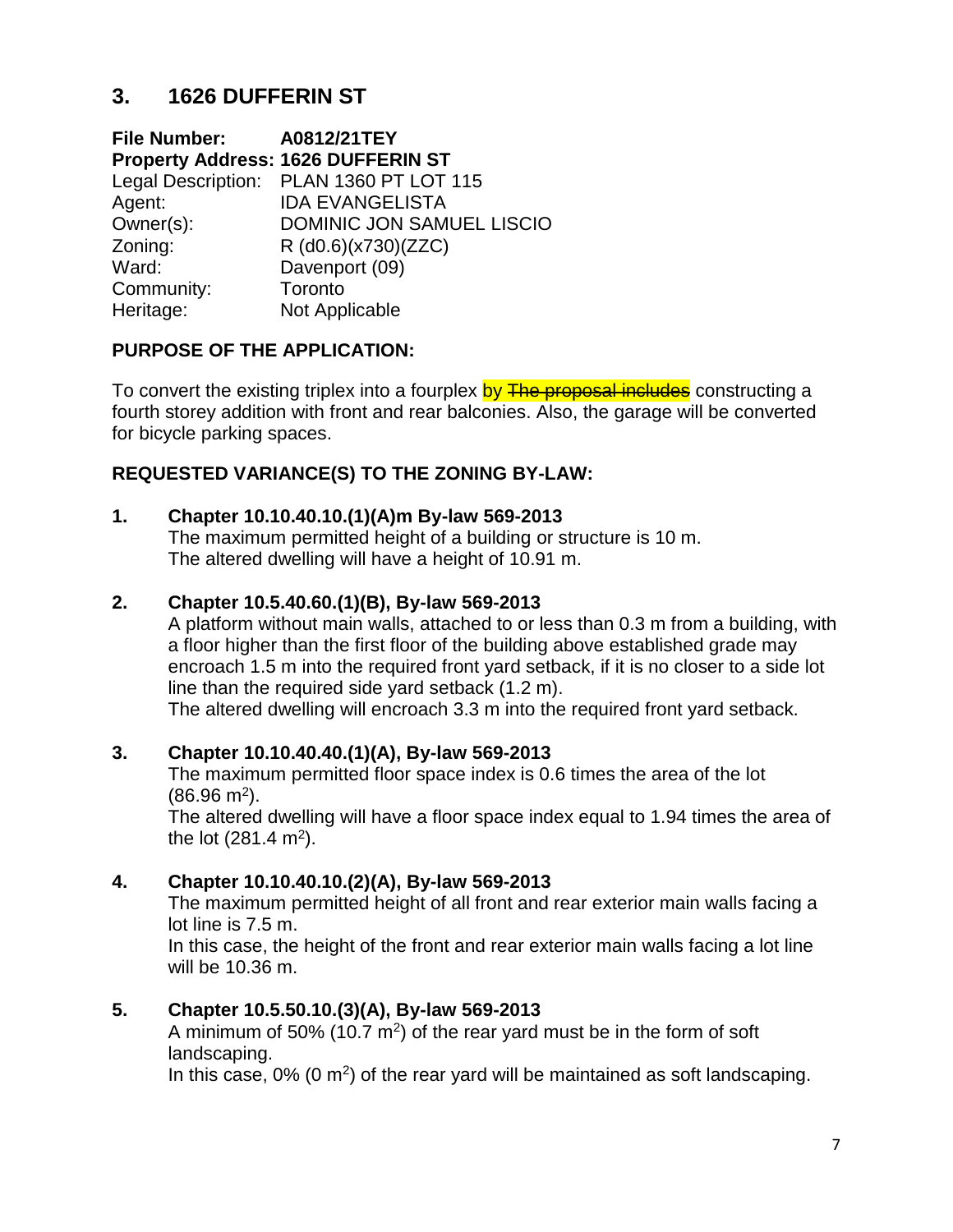## 3. 1626 DUFFERIN ST

**File Number:** A0812/21TEY
**Property Address: 1626 DUFFERIN ST**
Legal Description: PLAN 1360 PT LOT 115
Agent: IDA EVANGELISTA
Owner(s): DOMINIC JON SAMUEL LISCIO
Zoning: R (d0.6)(x730)(ZZC)
Ward: Davenport (09)
Community: Toronto
Heritage: Not Applicable

### PURPOSE OF THE APPLICATION:

To convert the existing triplex into a fourplex by ~~The proposal includes~~ constructing a fourth storey addition with front and rear balconies. Also, the garage will be converted for bicycle parking spaces.

### REQUESTED VARIANCE(S) TO THE ZONING BY-LAW:

**1. Chapter 10.10.40.10.(1)(A)m By-law 569-2013**
The maximum permitted height of a building or structure is 10 m.
The altered dwelling will have a height of 10.91 m.

**2. Chapter 10.5.40.60.(1)(B), By-law 569-2013**
A platform without main walls, attached to or less than 0.3 m from a building, with a floor higher than the first floor of the building above established grade may encroach 1.5 m into the required front yard setback, if it is no closer to a side lot line than the required side yard setback (1.2 m).
The altered dwelling will encroach 3.3 m into the required front yard setback.

**3. Chapter 10.10.40.40.(1)(A), By-law 569-2013**
The maximum permitted floor space index is 0.6 times the area of the lot (86.96 m$^2$).
The altered dwelling will have a floor space index equal to 1.94 times the area of the lot (281.4 m$^2$).

**4. Chapter 10.10.40.10.(2)(A), By-law 569-2013**
The maximum permitted height of all front and rear exterior main walls facing a lot line is 7.5 m.
In this case, the height of the front and rear exterior main walls facing a lot line will be 10.36 m.

**5. Chapter 10.5.50.10.(3)(A), By-law 569-2013**
A minimum of 50% (10.7 m$^2$) of the rear yard must be in the form of soft landscaping.
In this case, 0% (0 m$^2$) of the rear yard will be maintained as soft landscaping.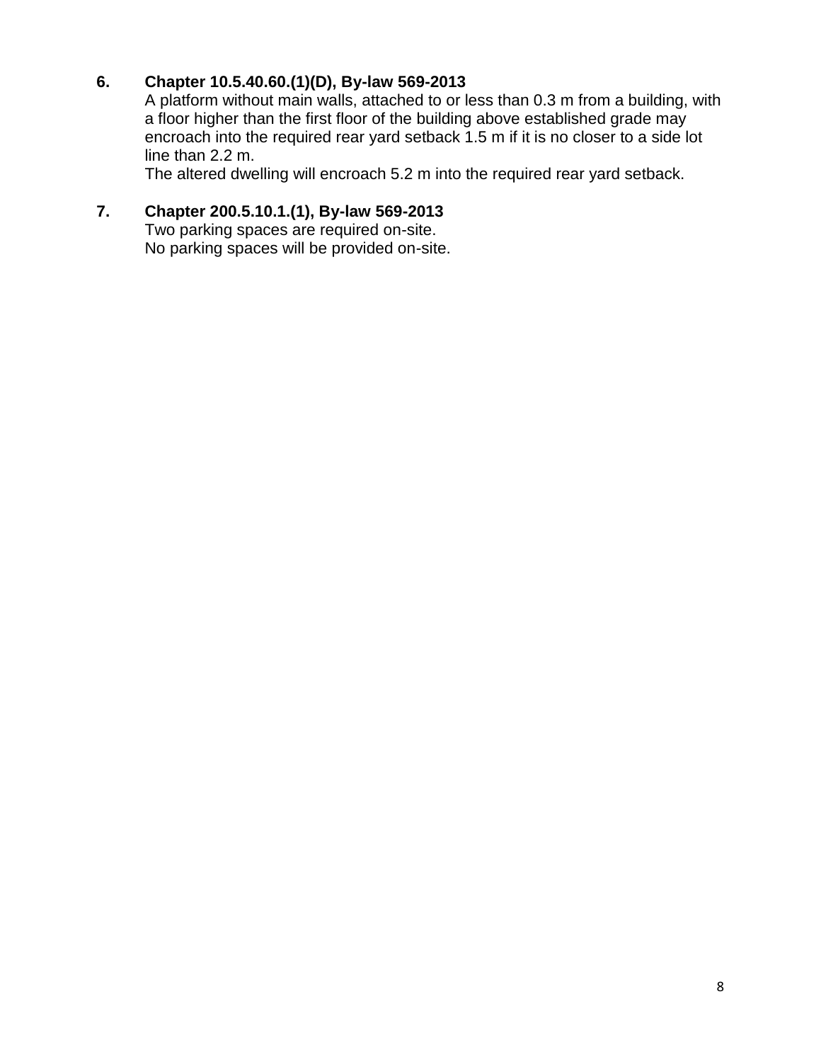6. **Chapter 10.5.40.60.(1)(D), By-law 569-2013**
   A platform without main walls, attached to or less than 0.3 m from a building, with a floor higher than the first floor of the building above established grade may encroach into the required rear yard setback 1.5 m if it is no closer to a side lot line than 2.2 m.
   The altered dwelling will encroach 5.2 m into the required rear yard setback.

7. **Chapter 200.5.10.1.(1), By-law 569-2013**
   Two parking spaces are required on-site.
   No parking spaces will be provided on-site.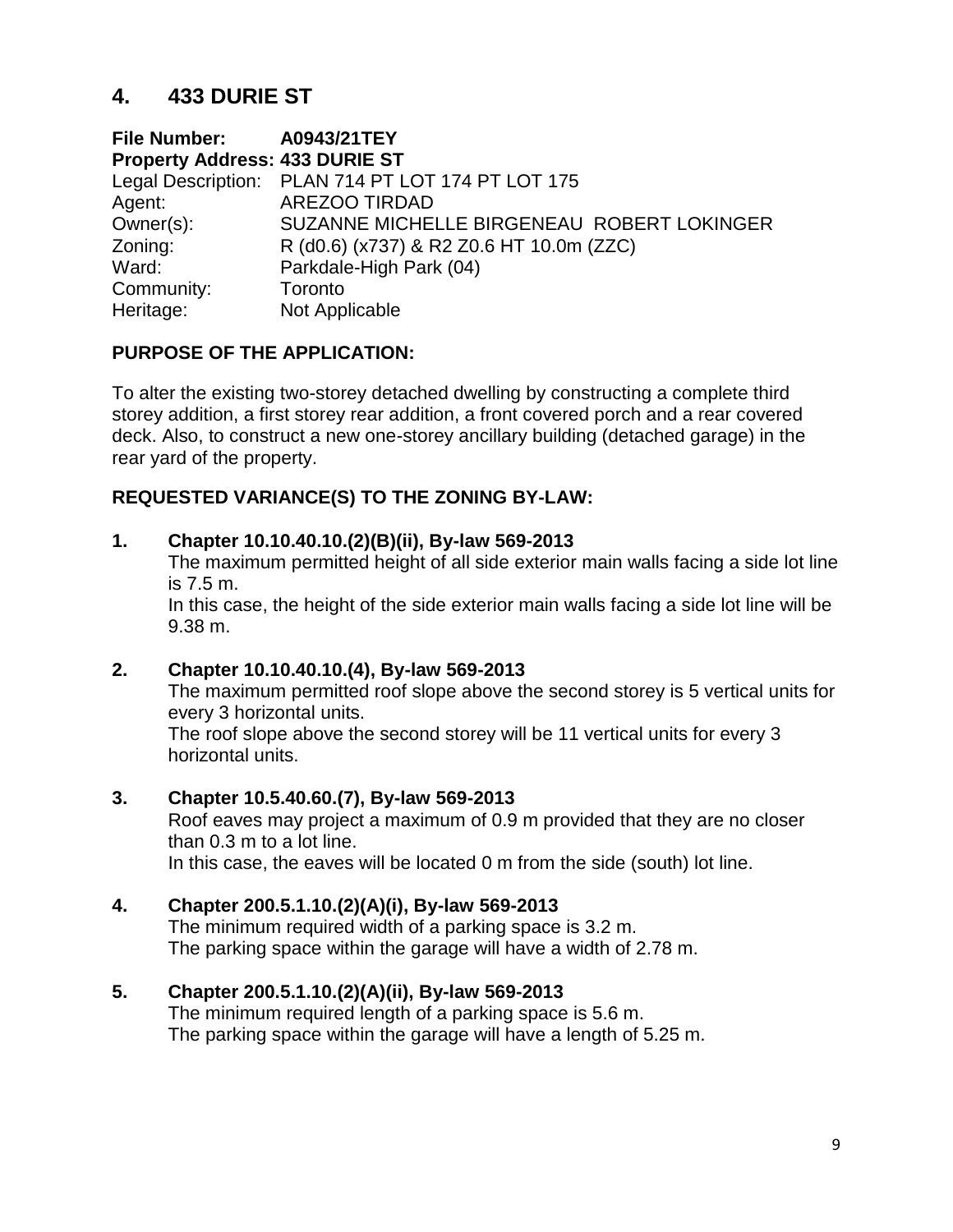## 4. 433 DURIE ST

**File Number:** **A0943/21TEY**
**Property Address: 433 DURIE ST**
Legal Description: PLAN 714 PT LOT 174 PT LOT 175
Agent: AREZOO TIRDAD
Owner(s): SUZANNE MICHELLE BIRGENEAU ROBERT LOKINGER
Zoning: R (d0.6) (x737) & R2 Z0.6 HT 10.0m (ZZC)
Ward: Parkdale-High Park (04)
Community: Toronto
Heritage: Not Applicable

### PURPOSE OF THE APPLICATION:

To alter the existing two-storey detached dwelling by constructing a complete third storey addition, a first storey rear addition, a front covered porch and a rear covered deck. Also, to construct a new one-storey ancillary building (detached garage) in the rear yard of the property.

### REQUESTED VARIANCE(S) TO THE ZONING BY-LAW:

**1. Chapter 10.10.40.10.(2)(B)(ii), By-law 569-2013**
The maximum permitted height of all side exterior main walls facing a side lot line is 7.5 m.
In this case, the height of the side exterior main walls facing a side lot line will be 9.38 m.

**2. Chapter 10.10.40.10.(4), By-law 569-2013**
The maximum permitted roof slope above the second storey is 5 vertical units for every 3 horizontal units.
The roof slope above the second storey will be 11 vertical units for every 3 horizontal units.

**3. Chapter 10.5.40.60.(7), By-law 569-2013**
Roof eaves may project a maximum of 0.9 m provided that they are no closer than 0.3 m to a lot line.
In this case, the eaves will be located 0 m from the side (south) lot line.

**4. Chapter 200.5.1.10.(2)(A)(i), By-law 569-2013**
The minimum required width of a parking space is 3.2 m.
The parking space within the garage will have a width of 2.78 m.

**5. Chapter 200.5.1.10.(2)(A)(ii), By-law 569-2013**
The minimum required length of a parking space is 5.6 m.
The parking space within the garage will have a length of 5.25 m.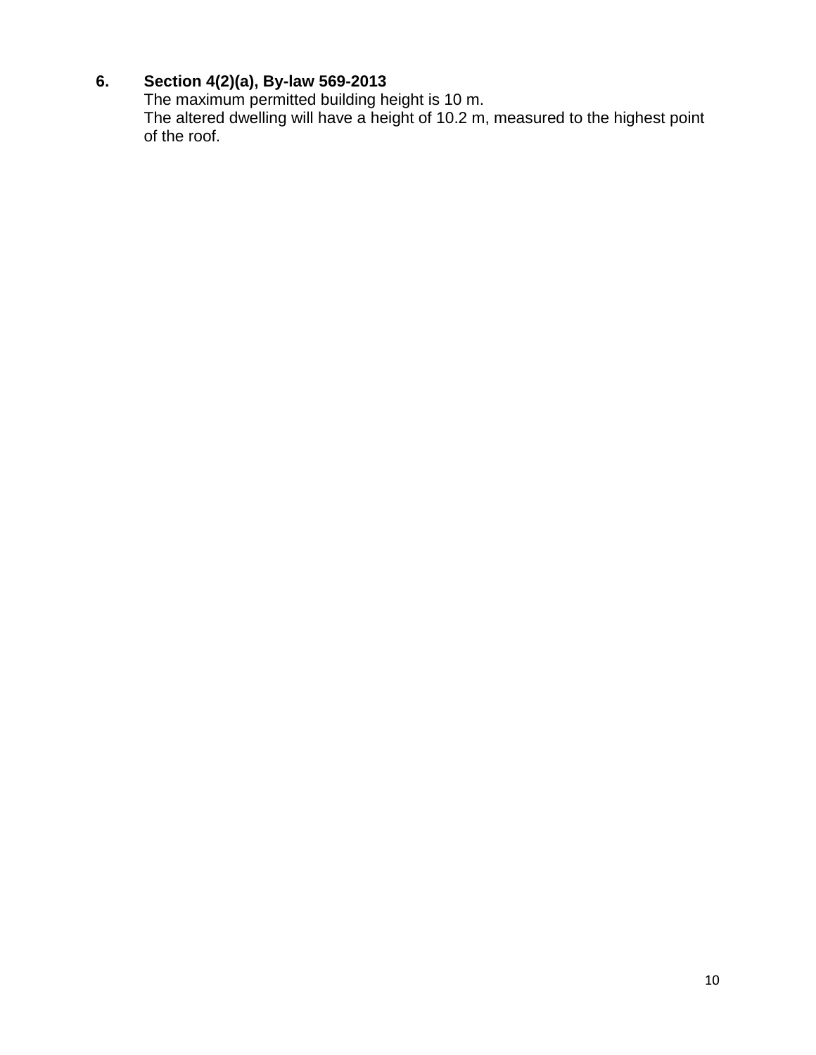6. **Section 4(2)(a), By-law 569-2013**
   The maximum permitted building height is 10 m.
   The altered dwelling will have a height of 10.2 m, measured to the highest point of the roof.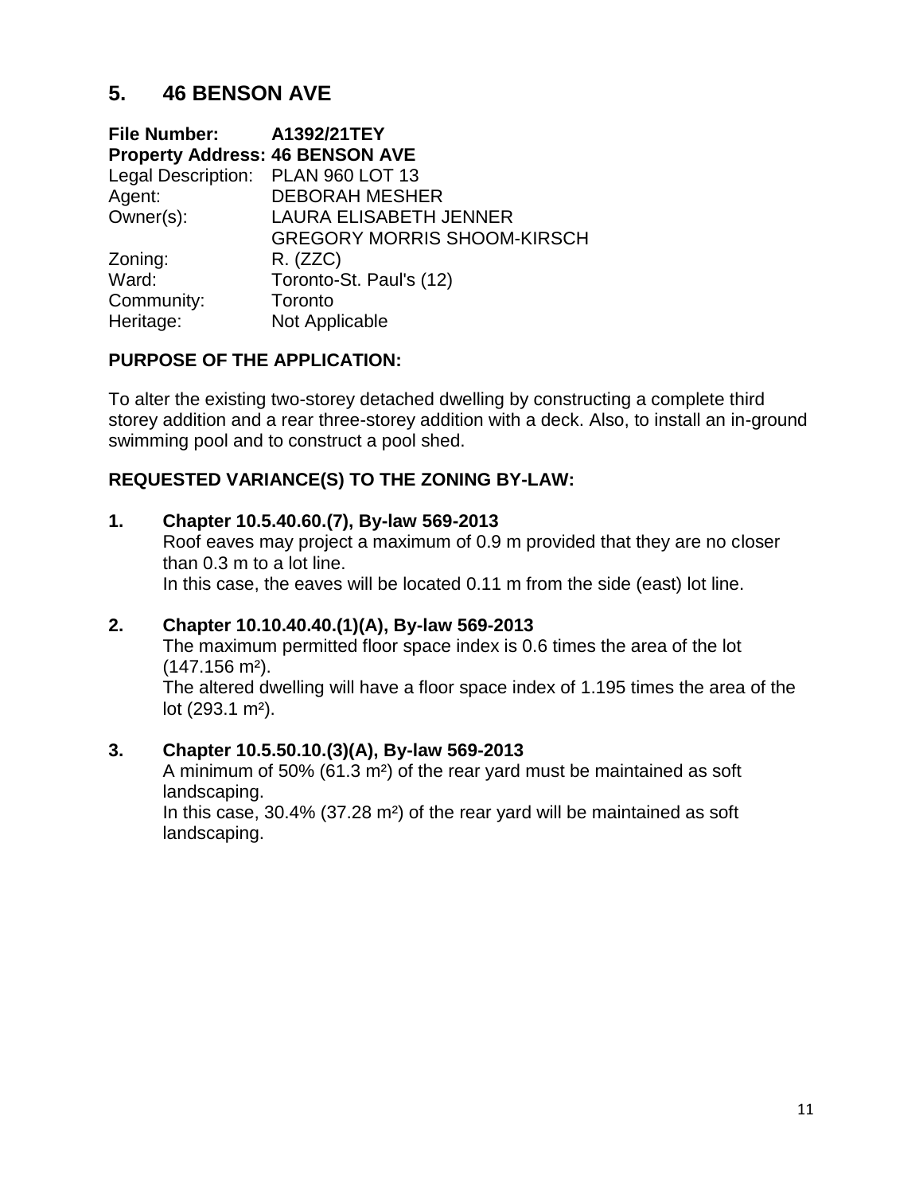## 5. 46 BENSON AVE

**File Number:** **A1392/21TEY**
**Property Address: 46 BENSON AVE**
Legal Description: PLAN 960 LOT 13
Agent: DEBORAH MESHER
Owner(s): LAURA ELISABETH JENNER
GREGORY MORRIS SHOOM-KIRSCH
Zoning: R. (ZZC)
Ward: Toronto-St. Paul's (12)
Community: Toronto
Heritage: Not Applicable

### PURPOSE OF THE APPLICATION:

To alter the existing two-storey detached dwelling by constructing a complete third storey addition and a rear three-storey addition with a deck. Also, to install an in-ground swimming pool and to construct a pool shed.

### REQUESTED VARIANCE(S) TO THE ZONING BY-LAW:

1. **Chapter 10.5.40.60.(7), By-law 569-2013**
   Roof eaves may project a maximum of 0.9 m provided that they are no closer than 0.3 m to a lot line.
   In this case, the eaves will be located 0.11 m from the side (east) lot line.

2. **Chapter 10.10.40.40.(1)(A), By-law 569-2013**
   The maximum permitted floor space index is 0.6 times the area of the lot (147.156 m²).
   The altered dwelling will have a floor space index of 1.195 times the area of the lot (293.1 m²).

3. **Chapter 10.5.50.10.(3)(A), By-law 569-2013**
   A minimum of 50% (61.3 m²) of the rear yard must be maintained as soft landscaping.
   In this case, 30.4% (37.28 m²) of the rear yard will be maintained as soft landscaping.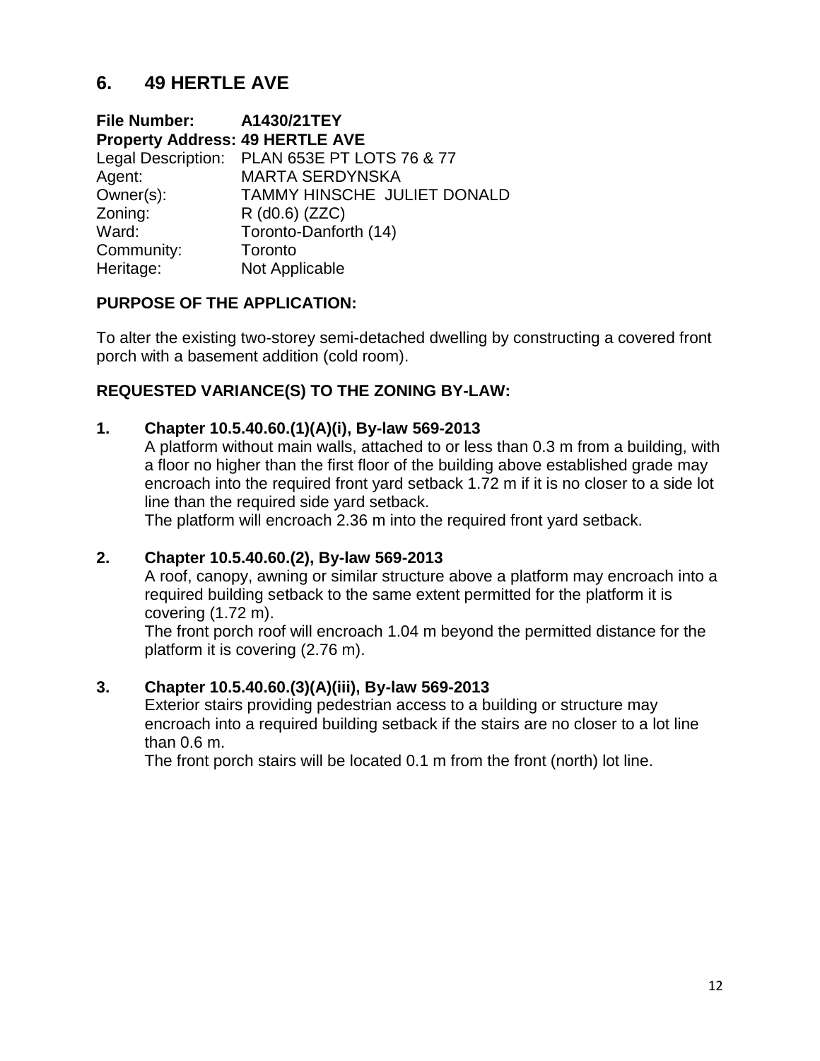## 6. 49 HERTLE AVE

**File Number:** **A1430/21TEY**
**Property Address: 49 HERTLE AVE**
Legal Description: PLAN 653E PT LOTS 76 & 77
Agent: MARTA SERDYNSKA
Owner(s): TAMMY HINSCHE JULIET DONALD
Zoning: R (d0.6) (ZZC)
Ward: Toronto-Danforth (14)
Community: Toronto
Heritage: Not Applicable

### PURPOSE OF THE APPLICATION:

To alter the existing two-storey semi-detached dwelling by constructing a covered front porch with a basement addition (cold room).

### REQUESTED VARIANCE(S) TO THE ZONING BY-LAW:

**1. Chapter 10.5.40.60.(1)(A)(i), By-law 569-2013**
A platform without main walls, attached to or less than 0.3 m from a building, with a floor no higher than the first floor of the building above established grade may encroach into the required front yard setback 1.72 m if it is no closer to a side lot line than the required side yard setback.
The platform will encroach 2.36 m into the required front yard setback.

**2. Chapter 10.5.40.60.(2), By-law 569-2013**
A roof, canopy, awning or similar structure above a platform may encroach into a required building setback to the same extent permitted for the platform it is covering (1.72 m).
The front porch roof will encroach 1.04 m beyond the permitted distance for the platform it is covering (2.76 m).

**3. Chapter 10.5.40.60.(3)(A)(iii), By-law 569-2013**
Exterior stairs providing pedestrian access to a building or structure may encroach into a required building setback if the stairs are no closer to a lot line than 0.6 m.
The front porch stairs will be located 0.1 m from the front (north) lot line.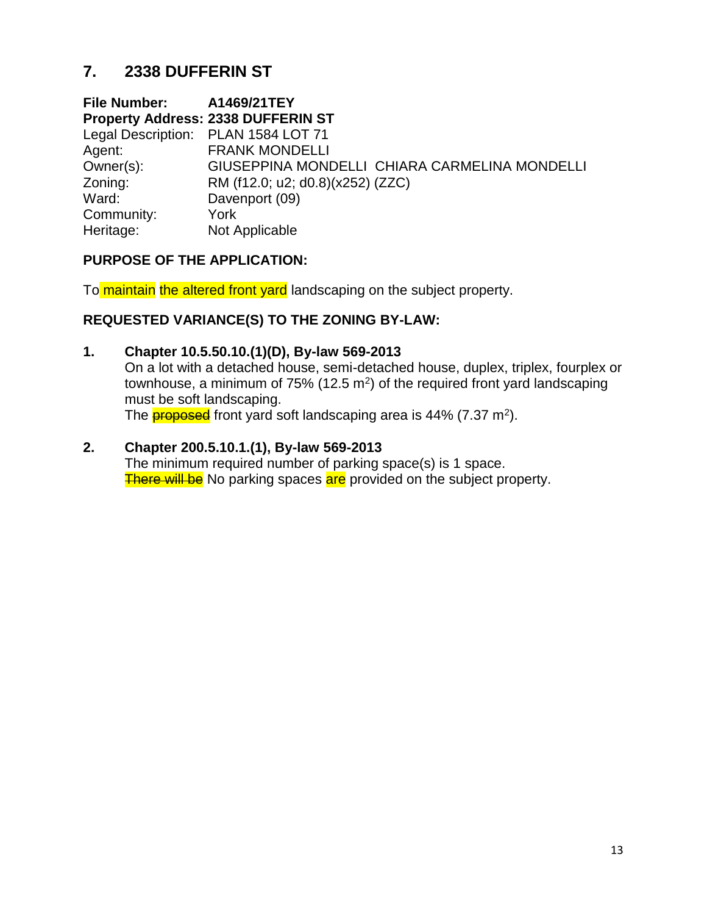## 7. 2338 DUFFERIN ST

**File Number:** **A1469/21TEY**
**Property Address:** **2338 DUFFERIN ST**
Legal Description: PLAN 1584 LOT 71
Agent: FRANK MONDELLI
Owner(s): GIUSEPPINA MONDELLI CHIARA CARMELINA MONDELLI
Zoning: RM (f12.0; u2; d0.8)(x252) (ZZC)
Ward: Davenport (09)
Community: York
Heritage: Not Applicable

### PURPOSE OF THE APPLICATION:

To maintain the altered front yard landscaping on the subject property.

### REQUESTED VARIANCE(S) TO THE ZONING BY-LAW:

**1. Chapter 10.5.50.10.(1)(D), By-law 569-2013**
On a lot with a detached house, semi-detached house, duplex, triplex, fourplex or townhouse, a minimum of 75% (12.5 $m^2$) of the required front yard landscaping must be soft landscaping.
The ~~proposed~~ front yard soft landscaping area is 44% (7.37 $m^2$).

**2. Chapter 200.5.10.1.(1), By-law 569-2013**
The minimum required number of parking space(s) is 1 space.
~~There will be~~ No parking spaces are provided on the subject property.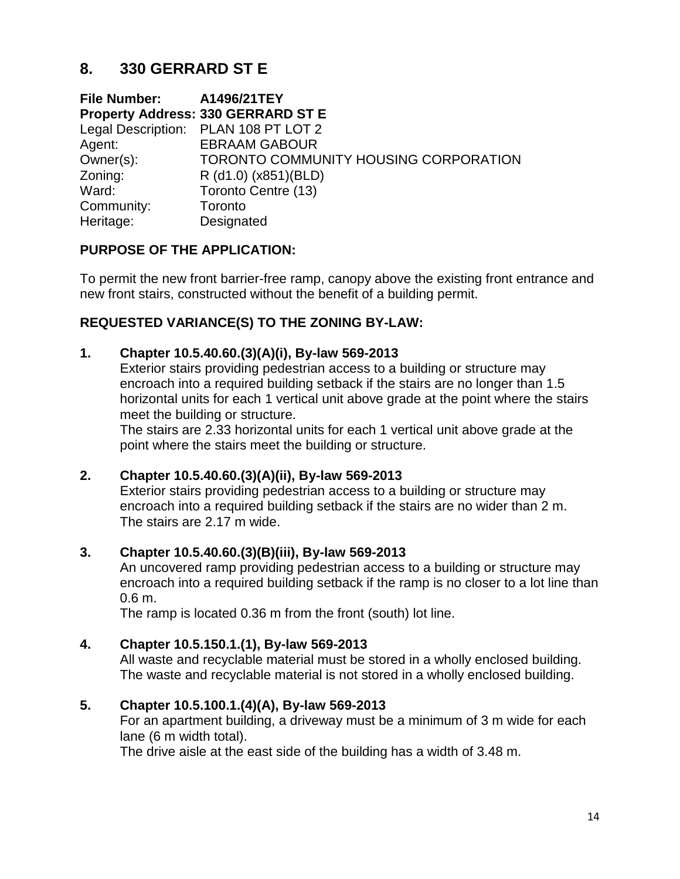## 8. 330 GERRARD ST E

**File Number:** **A1496/21TEY**
**Property Address: 330 GERRARD ST E**
Legal Description: PLAN 108 PT LOT 2
Agent: EBRAAM GABOUR
Owner(s): TORONTO COMMUNITY HOUSING CORPORATION
Zoning: R (d1.0) (x851)(BLD)
Ward: Toronto Centre (13)
Community: Toronto
Heritage: Designated

### PURPOSE OF THE APPLICATION:

To permit the new front barrier-free ramp, canopy above the existing front entrance and new front stairs, constructed without the benefit of a building permit.

### REQUESTED VARIANCE(S) TO THE ZONING BY-LAW:

**1. Chapter 10.5.40.60.(3)(A)(i), By-law 569-2013**
Exterior stairs providing pedestrian access to a building or structure may encroach into a required building setback if the stairs are no longer than 1.5 horizontal units for each 1 vertical unit above grade at the point where the stairs meet the building or structure.
The stairs are 2.33 horizontal units for each 1 vertical unit above grade at the point where the stairs meet the building or structure.

**2. Chapter 10.5.40.60.(3)(A)(ii), By-law 569-2013**
Exterior stairs providing pedestrian access to a building or structure may encroach into a required building setback if the stairs are no wider than 2 m.
The stairs are 2.17 m wide.

**3. Chapter 10.5.40.60.(3)(B)(iii), By-law 569-2013**
An uncovered ramp providing pedestrian access to a building or structure may encroach into a required building setback if the ramp is no closer to a lot line than 0.6 m.
The ramp is located 0.36 m from the front (south) lot line.

**4. Chapter 10.5.150.1.(1), By-law 569-2013**
All waste and recyclable material must be stored in a wholly enclosed building.
The waste and recyclable material is not stored in a wholly enclosed building.

**5. Chapter 10.5.100.1.(4)(A), By-law 569-2013**
For an apartment building, a driveway must be a minimum of 3 m wide for each lane (6 m width total).
The drive aisle at the east side of the building has a width of 3.48 m.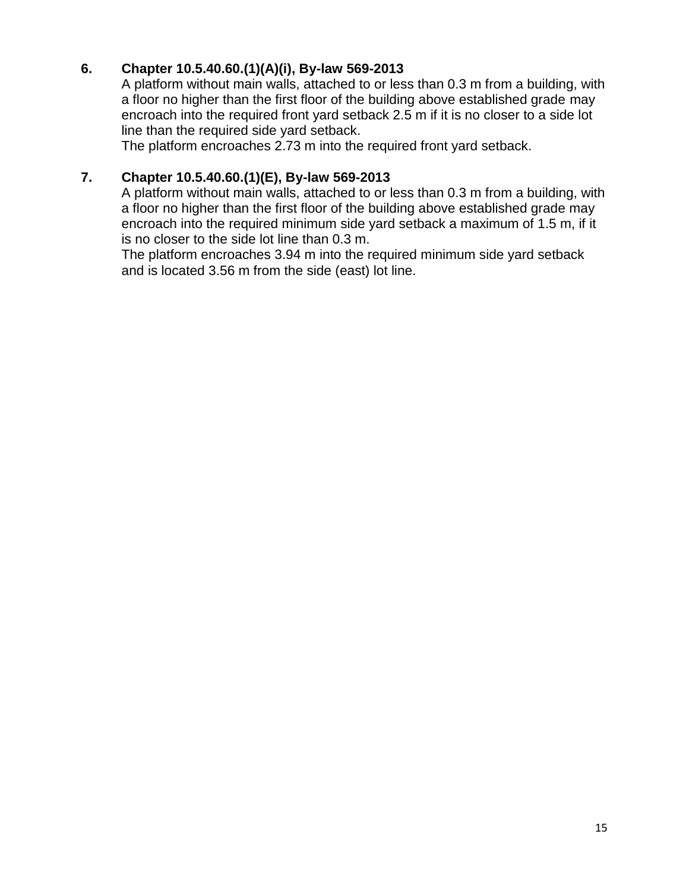6. **Chapter 10.5.40.60.(1)(A)(i), By-law 569-2013**

   A platform without main walls, attached to or less than 0.3 m from a building, with a floor no higher than the first floor of the building above established grade may encroach into the required front yard setback 2.5 m if it is no closer to a side lot line than the required side yard setback.

   The platform encroaches 2.73 m into the required front yard setback.

7. **Chapter 10.5.40.60.(1)(E), By-law 569-2013**

   A platform without main walls, attached to or less than 0.3 m from a building, with a floor no higher than the first floor of the building above established grade may encroach into the required minimum side yard setback a maximum of 1.5 m, if it is no closer to the side lot line than 0.3 m.

   The platform encroaches 3.94 m into the required minimum side yard setback and is located 3.56 m from the side (east) lot line.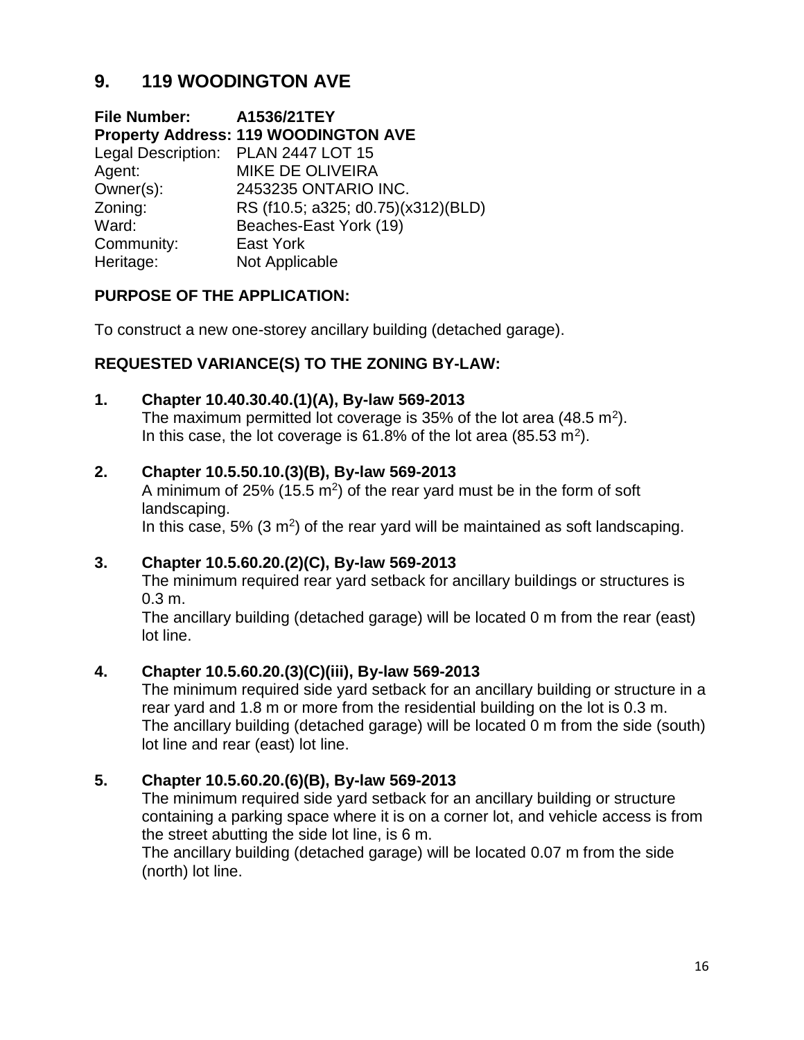## 9. 119 WOODINGTON AVE

**File Number:** **A1536/21TEY**
**Property Address: 119 WOODINGTON AVE**
Legal Description: PLAN 2447 LOT 15
Agent: MIKE DE OLIVEIRA
Owner(s): 2453235 ONTARIO INC.
Zoning: RS (f10.5; a325; d0.75)(x312)(BLD)
Ward: Beaches-East York (19)
Community: East York
Heritage: Not Applicable

**PURPOSE OF THE APPLICATION:**

To construct a new one-storey ancillary building (detached garage).

**REQUESTED VARIANCE(S) TO THE ZONING BY-LAW:**

**1. Chapter 10.40.30.40.(1)(A), By-law 569-2013**
The maximum permitted lot coverage is 35% of the lot area (48.5 $m^2$).
In this case, the lot coverage is 61.8% of the lot area (85.53 $m^2$).

**2. Chapter 10.5.50.10.(3)(B), By-law 569-2013**
A minimum of 25% (15.5 $m^2$) of the rear yard must be in the form of soft landscaping.
In this case, 5% (3 $m^2$) of the rear yard will be maintained as soft landscaping.

**3. Chapter 10.5.60.20.(2)(C), By-law 569-2013**
The minimum required rear yard setback for ancillary buildings or structures is 0.3 m.
The ancillary building (detached garage) will be located 0 m from the rear (east) lot line.

**4. Chapter 10.5.60.20.(3)(C)(iii), By-law 569-2013**
The minimum required side yard setback for an ancillary building or structure in a rear yard and 1.8 m or more from the residential building on the lot is 0.3 m.
The ancillary building (detached garage) will be located 0 m from the side (south) lot line and rear (east) lot line.

**5. Chapter 10.5.60.20.(6)(B), By-law 569-2013**
The minimum required side yard setback for an ancillary building or structure containing a parking space where it is on a corner lot, and vehicle access is from the street abutting the side lot line, is 6 m.
The ancillary building (detached garage) will be located 0.07 m from the side (north) lot line.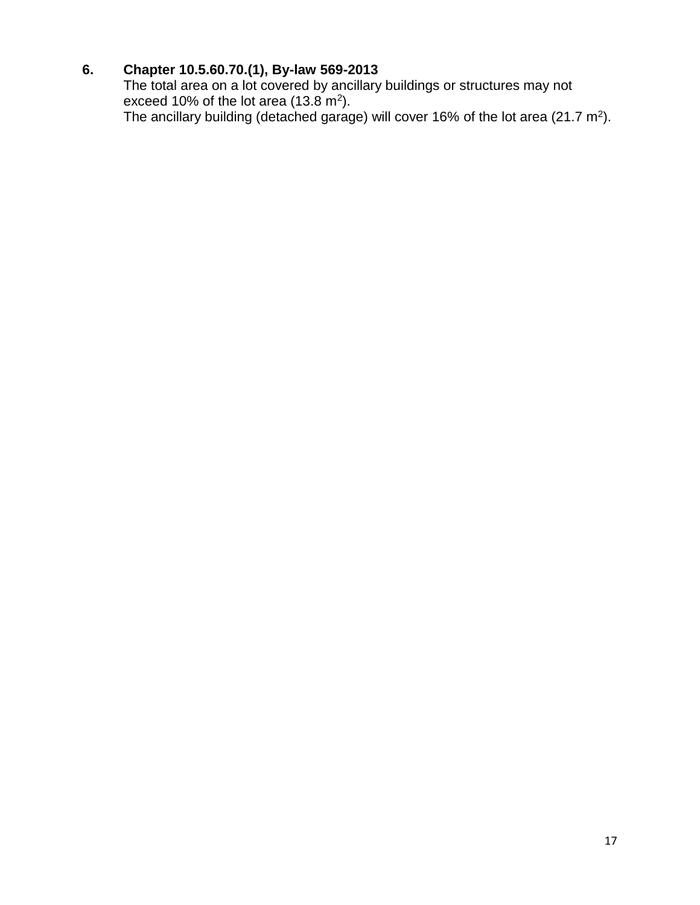6. **Chapter 10.5.60.70.(1), By-law 569-2013**
   The total area on a lot covered by ancillary buildings or structures may not exceed 10% of the lot area (13.8 $m^2$).
   The ancillary building (detached garage) will cover 16% of the lot area (21.7 $m^2$).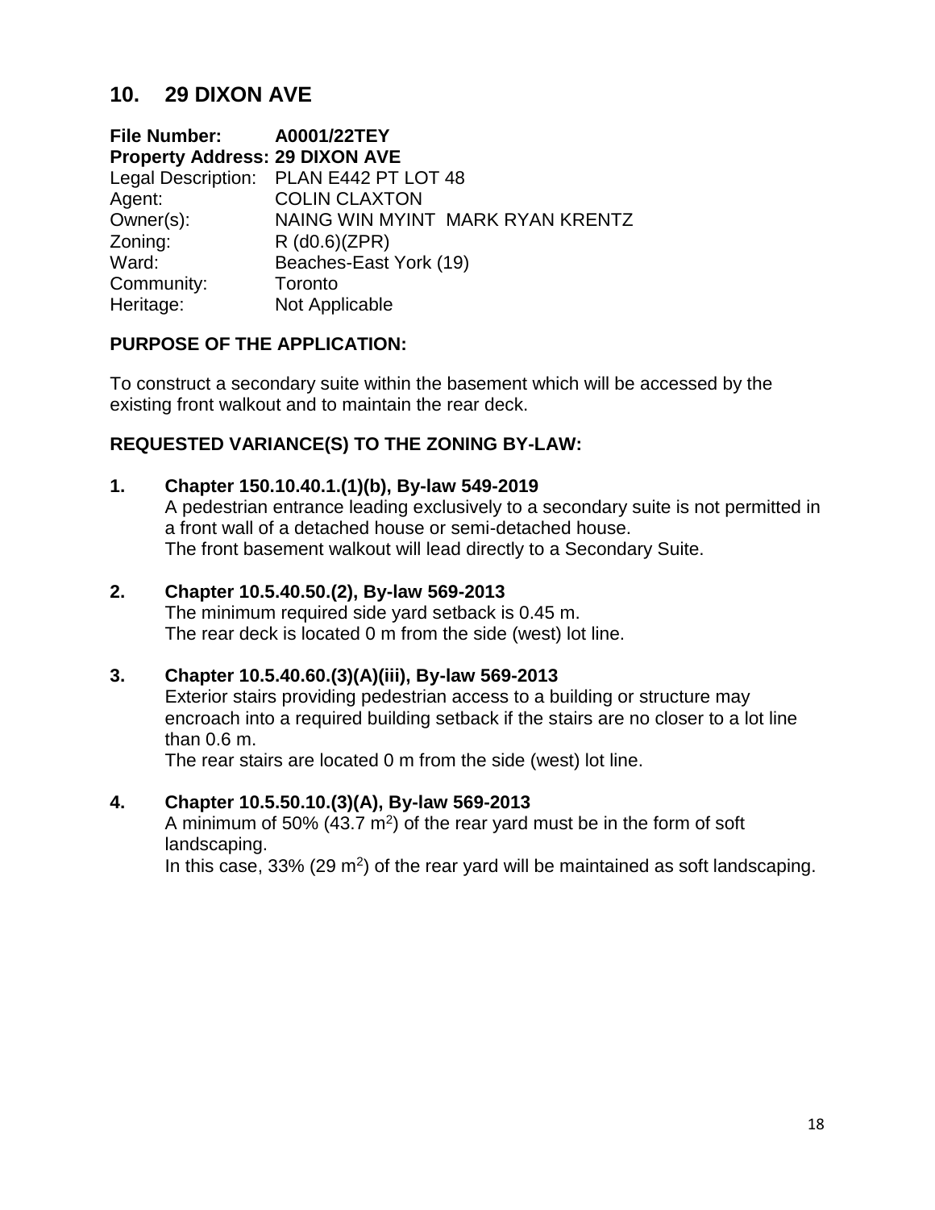## 10. 29 DIXON AVE

**File Number:** **A0001/22TEY**
**Property Address: 29 DIXON AVE**
Legal Description: PLAN E442 PT LOT 48
Agent: COLIN CLAXTON
Owner(s): NAING WIN MYINT MARK RYAN KRENTZ
Zoning: R (d0.6)(ZPR)
Ward: Beaches-East York (19)
Community: Toronto
Heritage: Not Applicable

### PURPOSE OF THE APPLICATION:

To construct a secondary suite within the basement which will be accessed by the existing front walkout and to maintain the rear deck.

### REQUESTED VARIANCE(S) TO THE ZONING BY-LAW:

**1. Chapter 150.10.40.1.(1)(b), By-law 549-2019**
A pedestrian entrance leading exclusively to a secondary suite is not permitted in a front wall of a detached house or semi-detached house.
The front basement walkout will lead directly to a Secondary Suite.

**2. Chapter 10.5.40.50.(2), By-law 569-2013**
The minimum required side yard setback is 0.45 m.
The rear deck is located 0 m from the side (west) lot line.

**3. Chapter 10.5.40.60.(3)(A)(iii), By-law 569-2013**
Exterior stairs providing pedestrian access to a building or structure may encroach into a required building setback if the stairs are no closer to a lot line than 0.6 m.
The rear stairs are located 0 m from the side (west) lot line.

**4. Chapter 10.5.50.10.(3)(A), By-law 569-2013**
A minimum of 50% (43.7 $m^2$) of the rear yard must be in the form of soft landscaping.
In this case, 33% (29 $m^2$) of the rear yard will be maintained as soft landscaping.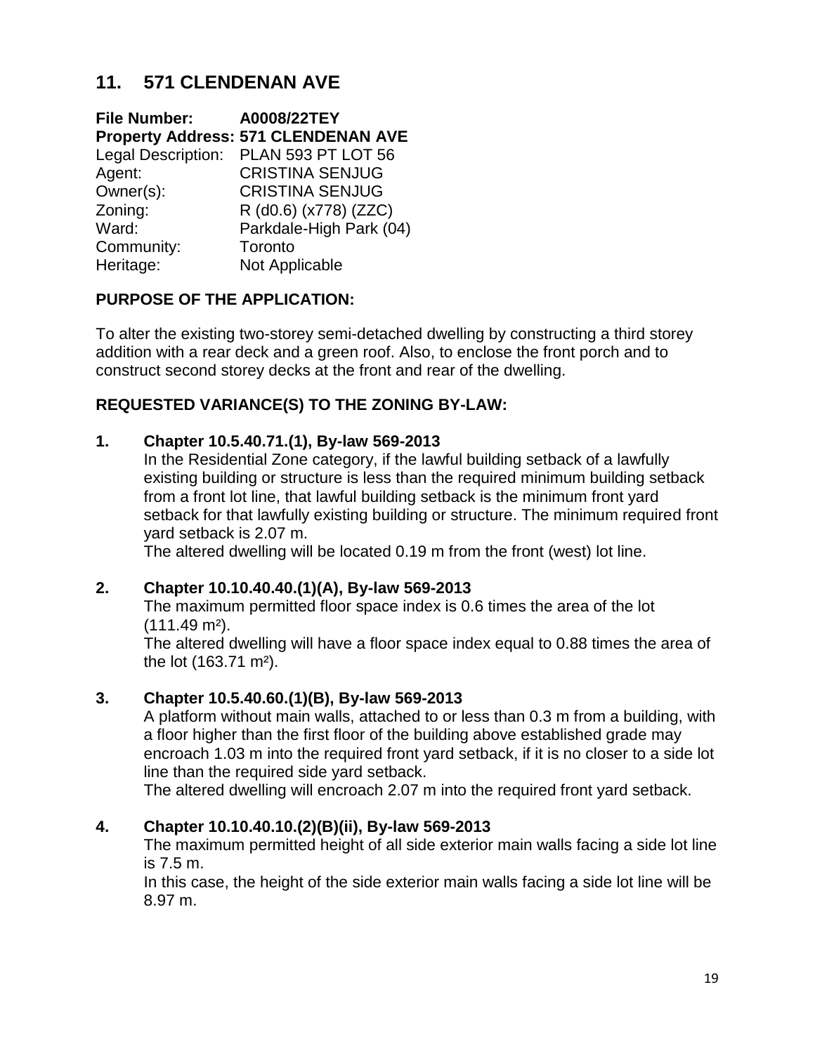## 11. 571 CLENDENAN AVE

**File Number:** **A0008/22TEY**
**Property Address:** **571 CLENDENAN AVE**
Legal Description: PLAN 593 PT LOT 56
Agent: CRISTINA SENJUG
Owner(s): CRISTINA SENJUG
Zoning: R (d0.6) (x778) (ZZC)
Ward: Parkdale-High Park (04)
Community: Toronto
Heritage: Not Applicable

### PURPOSE OF THE APPLICATION:

To alter the existing two-storey semi-detached dwelling by constructing a third storey addition with a rear deck and a green roof. Also, to enclose the front porch and to construct second storey decks at the front and rear of the dwelling.

### REQUESTED VARIANCE(S) TO THE ZONING BY-LAW:

**1. Chapter 10.5.40.71.(1), By-law 569-2013**
In the Residential Zone category, if the lawful building setback of a lawfully existing building or structure is less than the required minimum building setback from a front lot line, that lawful building setback is the minimum front yard setback for that lawfully existing building or structure. The minimum required front yard setback is 2.07 m.
The altered dwelling will be located 0.19 m from the front (west) lot line.

**2. Chapter 10.10.40.40.(1)(A), By-law 569-2013**
The maximum permitted floor space index is 0.6 times the area of the lot (111.49 m²).
The altered dwelling will have a floor space index equal to 0.88 times the area of the lot (163.71 m²).

**3. Chapter 10.5.40.60.(1)(B), By-law 569-2013**
A platform without main walls, attached to or less than 0.3 m from a building, with a floor higher than the first floor of the building above established grade may encroach 1.03 m into the required front yard setback, if it is no closer to a side lot line than the required side yard setback.
The altered dwelling will encroach 2.07 m into the required front yard setback.

**4. Chapter 10.10.40.10.(2)(B)(ii), By-law 569-2013**
The maximum permitted height of all side exterior main walls facing a side lot line is 7.5 m.
In this case, the height of the side exterior main walls facing a side lot line will be 8.97 m.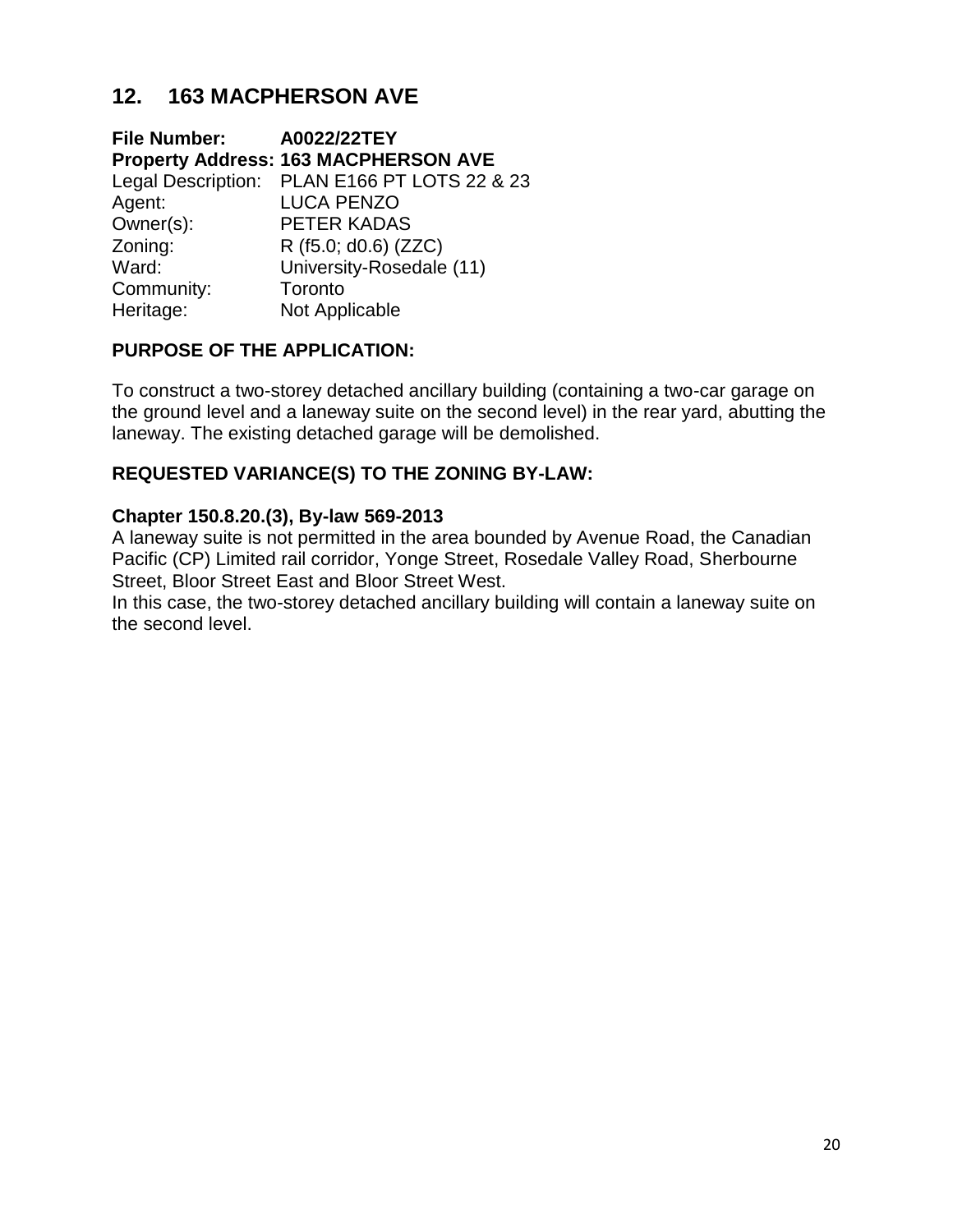## 12. 163 MACPHERSON AVE

**File Number:** **A0022/22TEY**
**Property Address: 163 MACPHERSON AVE**
Legal Description: PLAN E166 PT LOTS 22 & 23
Agent: LUCA PENZO
Owner(s): PETER KADAS
Zoning: R (f5.0; d0.6) (ZZC)
Ward: University-Rosedale (11)
Community: Toronto
Heritage: Not Applicable

### PURPOSE OF THE APPLICATION:

To construct a two-storey detached ancillary building (containing a two-car garage on the ground level and a laneway suite on the second level) in the rear yard, abutting the laneway. The existing detached garage will be demolished.

### REQUESTED VARIANCE(S) TO THE ZONING BY-LAW:

**Chapter 150.8.20.(3), By-law 569-2013**
A laneway suite is not permitted in the area bounded by Avenue Road, the Canadian Pacific (CP) Limited rail corridor, Yonge Street, Rosedale Valley Road, Sherbourne Street, Bloor Street East and Bloor Street West.
In this case, the two-storey detached ancillary building will contain a laneway suite on the second level.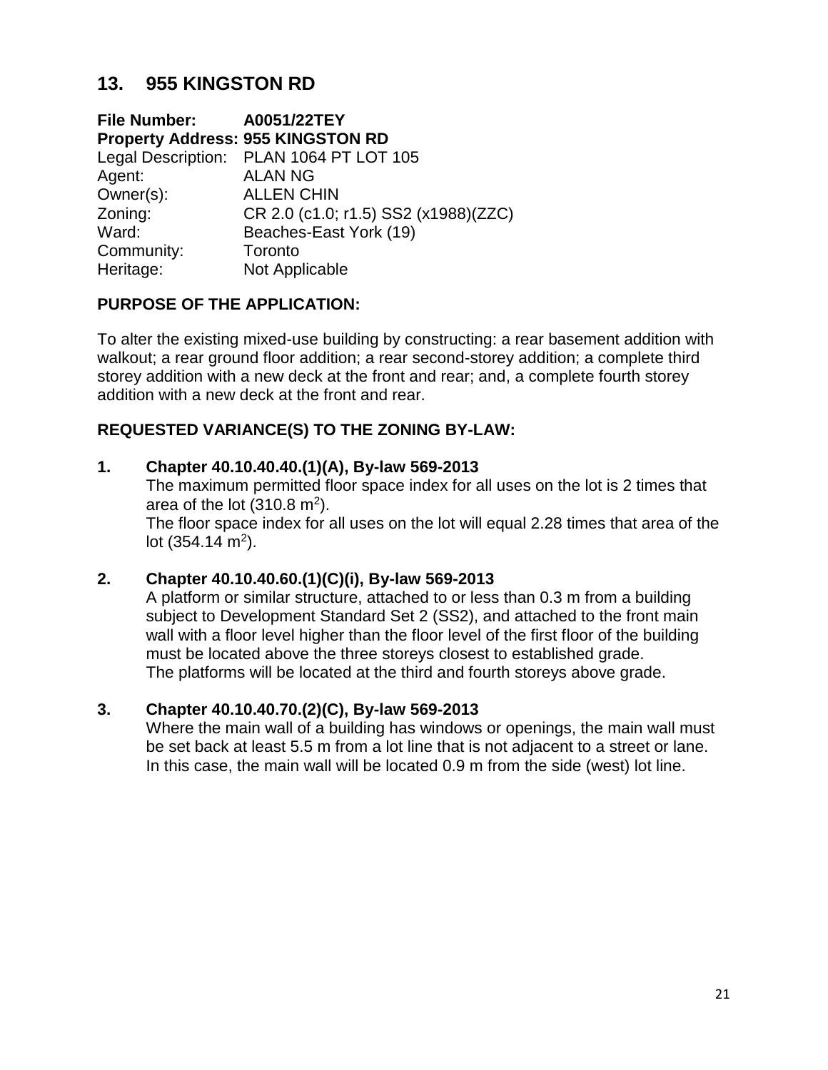## 13. 955 KINGSTON RD

**File Number:** **A0051/22TEY**
**Property Address: 955 KINGSTON RD**
Legal Description: PLAN 1064 PT LOT 105
Agent: ALAN NG
Owner(s): ALLEN CHIN
Zoning: CR 2.0 (c1.0; r1.5) SS2 (x1988)(ZZC)
Ward: Beaches-East York (19)
Community: Toronto
Heritage: Not Applicable

### PURPOSE OF THE APPLICATION:

To alter the existing mixed-use building by constructing: a rear basement addition with walkout; a rear ground floor addition; a rear second-storey addition; a complete third storey addition with a new deck at the front and rear; and, a complete fourth storey addition with a new deck at the front and rear.

### REQUESTED VARIANCE(S) TO THE ZONING BY-LAW:

**1. Chapter 40.10.40.40.(1)(A), By-law 569-2013**
The maximum permitted floor space index for all uses on the lot is 2 times that area of the lot (310.8 $m^2$).
The floor space index for all uses on the lot will equal 2.28 times that area of the lot (354.14 $m^2$).

**2. Chapter 40.10.40.60.(1)(C)(i), By-law 569-2013**
A platform or similar structure, attached to or less than 0.3 m from a building subject to Development Standard Set 2 (SS2), and attached to the front main wall with a floor level higher than the floor level of the first floor of the building must be located above the three storeys closest to established grade.
The platforms will be located at the third and fourth storeys above grade.

**3. Chapter 40.10.40.70.(2)(C), By-law 569-2013**
Where the main wall of a building has windows or openings, the main wall must be set back at least 5.5 m from a lot line that is not adjacent to a street or lane.
In this case, the main wall will be located 0.9 m from the side (west) lot line.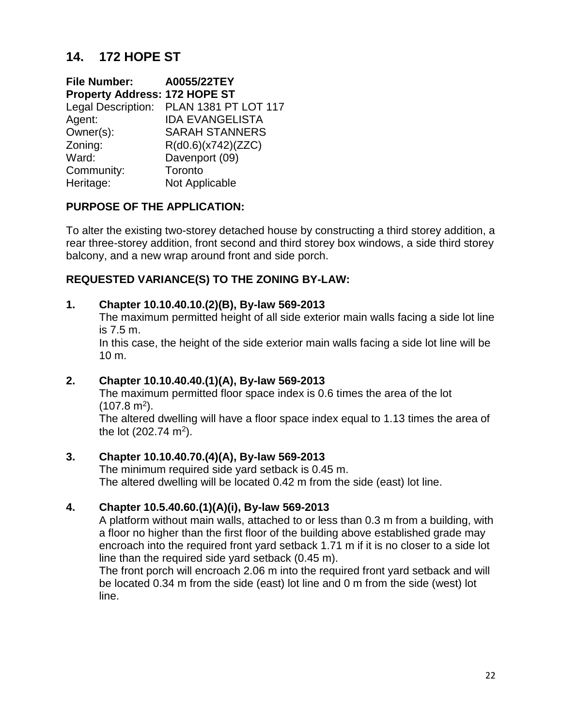## 14. 172 HOPE ST

**File Number:** **A0055/22TEY**
**Property Address: 172 HOPE ST**
Legal Description: PLAN 1381 PT LOT 117
Agent: IDA EVANGELISTA
Owner(s): SARAH STANNERS
Zoning: R(d0.6)(x742)(ZZC)
Ward: Davenport (09)
Community: Toronto
Heritage: Not Applicable

### PURPOSE OF THE APPLICATION:

To alter the existing two-storey detached house by constructing a third storey addition, a rear three-storey addition, front second and third storey box windows, a side third storey balcony, and a new wrap around front and side porch.

### REQUESTED VARIANCE(S) TO THE ZONING BY-LAW:

**1. Chapter 10.10.40.10.(2)(B), By-law 569-2013**
The maximum permitted height of all side exterior main walls facing a side lot line is 7.5 m.
In this case, the height of the side exterior main walls facing a side lot line will be 10 m.

**2. Chapter 10.10.40.40.(1)(A), By-law 569-2013**
The maximum permitted floor space index is 0.6 times the area of the lot (107.8 $m^2$).
The altered dwelling will have a floor space index equal to 1.13 times the area of the lot (202.74 $m^2$).

**3. Chapter 10.10.40.70.(4)(A), By-law 569-2013**
The minimum required side yard setback is 0.45 m.
The altered dwelling will be located 0.42 m from the side (east) lot line.

**4. Chapter 10.5.40.60.(1)(A)(i), By-law 569-2013**
A platform without main walls, attached to or less than 0.3 m from a building, with a floor no higher than the first floor of the building above established grade may encroach into the required front yard setback 1.71 m if it is no closer to a side lot line than the required side yard setback (0.45 m).
The front porch will encroach 2.06 m into the required front yard setback and will be located 0.34 m from the side (east) lot line and 0 m from the side (west) lot line.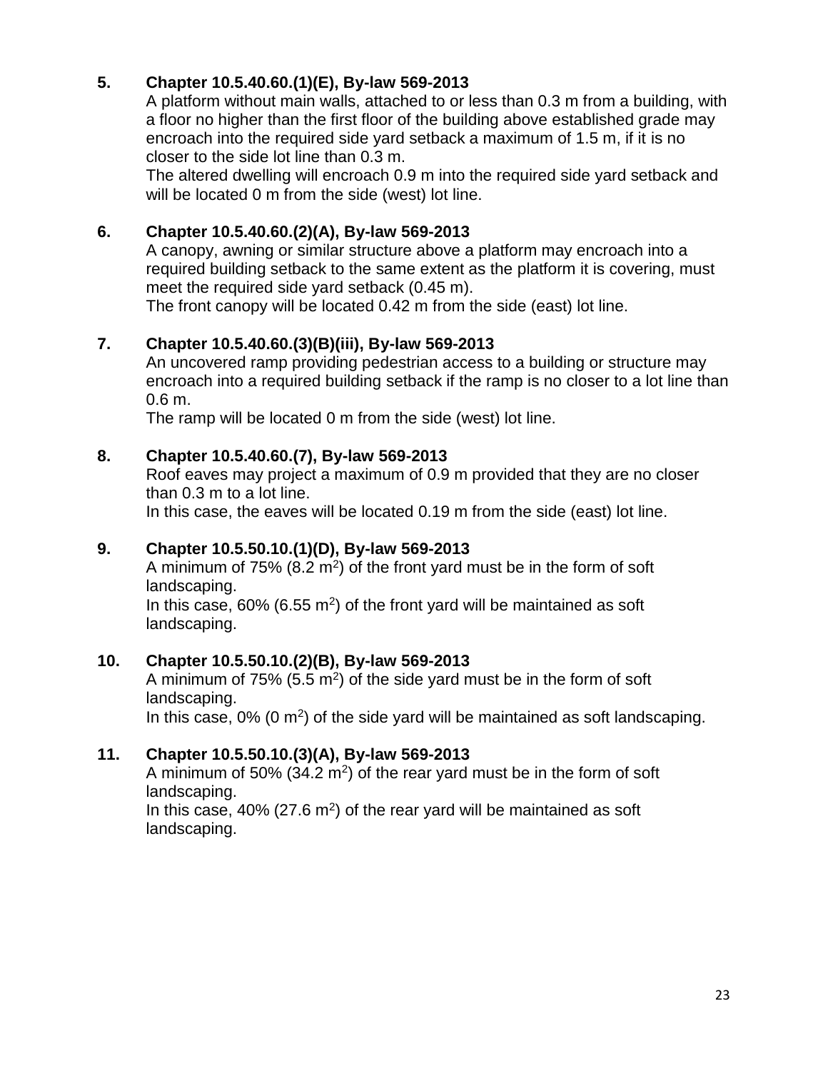5. **Chapter 10.5.40.60.(1)(E), By-law 569-2013**

   A platform without main walls, attached to or less than 0.3 m from a building, with a floor no higher than the first floor of the building above established grade may encroach into the required side yard setback a maximum of 1.5 m, if it is no closer to the side lot line than 0.3 m.

   The altered dwelling will encroach 0.9 m into the required side yard setback and will be located 0 m from the side (west) lot line.

6. **Chapter 10.5.40.60.(2)(A), By-law 569-2013**

   A canopy, awning or similar structure above a platform may encroach into a required building setback to the same extent as the platform it is covering, must meet the required side yard setback (0.45 m).

   The front canopy will be located 0.42 m from the side (east) lot line.

7. **Chapter 10.5.40.60.(3)(B)(iii), By-law 569-2013**

   An uncovered ramp providing pedestrian access to a building or structure may encroach into a required building setback if the ramp is no closer to a lot line than 0.6 m.

   The ramp will be located 0 m from the side (west) lot line.

8. **Chapter 10.5.40.60.(7), By-law 569-2013**

   Roof eaves may project a maximum of 0.9 m provided that they are no closer than 0.3 m to a lot line.

   In this case, the eaves will be located 0.19 m from the side (east) lot line.

9. **Chapter 10.5.50.10.(1)(D), By-law 569-2013**

   A minimum of 75% (8.2 $m^2$) of the front yard must be in the form of soft landscaping.

   In this case, 60% (6.55 $m^2$) of the front yard will be maintained as soft landscaping.

10. **Chapter 10.5.50.10.(2)(B), By-law 569-2013**

    A minimum of 75% (5.5 $m^2$) of the side yard must be in the form of soft landscaping.

    In this case, 0% (0 $m^2$) of the side yard will be maintained as soft landscaping.

11. **Chapter 10.5.50.10.(3)(A), By-law 569-2013**

    A minimum of 50% (34.2 $m^2$) of the rear yard must be in the form of soft landscaping.

    In this case, 40% (27.6 $m^2$) of the rear yard will be maintained as soft landscaping.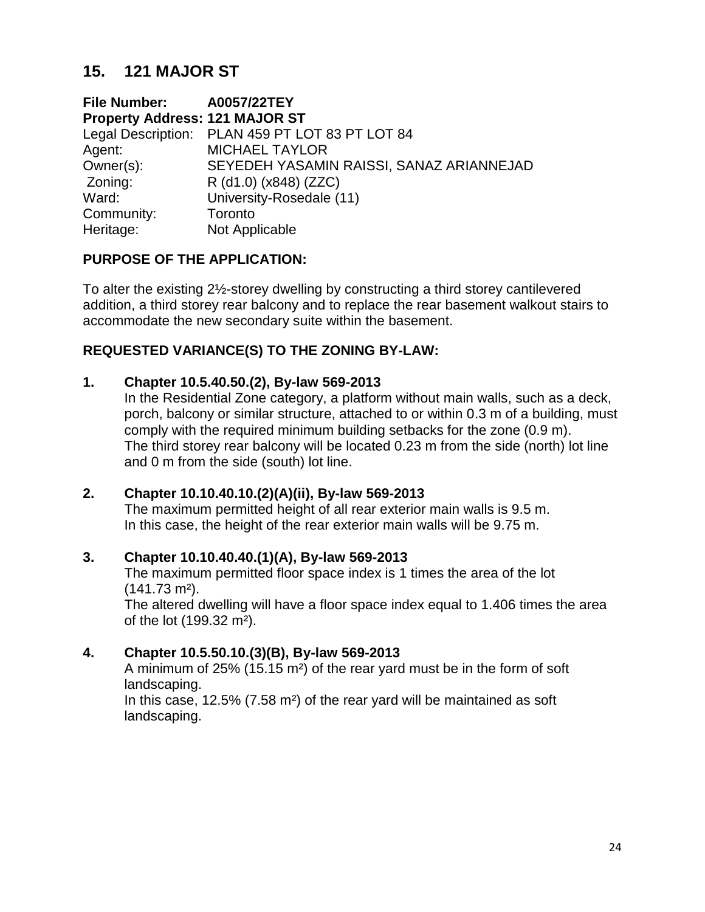## 15. 121 MAJOR ST

**File Number:** **A0057/22TEY**
**Property Address: 121 MAJOR ST**
Legal Description: PLAN 459 PT LOT 83 PT LOT 84
Agent: MICHAEL TAYLOR
Owner(s): SEYEDEH YASAMIN RAISSI, SANAZ ARIANNEJAD
Zoning: R (d1.0) (x848) (ZZC)
Ward: University-Rosedale (11)
Community: Toronto
Heritage: Not Applicable

### PURPOSE OF THE APPLICATION:

To alter the existing 2½-storey dwelling by constructing a third storey cantilevered addition, a third storey rear balcony and to replace the rear basement walkout stairs to accommodate the new secondary suite within the basement.

### REQUESTED VARIANCE(S) TO THE ZONING BY-LAW:

**1. Chapter 10.5.40.50.(2), By-law 569-2013**
In the Residential Zone category, a platform without main walls, such as a deck, porch, balcony or similar structure, attached to or within 0.3 m of a building, must comply with the required minimum building setbacks for the zone (0.9 m).
The third storey rear balcony will be located 0.23 m from the side (north) lot line and 0 m from the side (south) lot line.

**2. Chapter 10.10.40.10.(2)(A)(ii), By-law 569-2013**
The maximum permitted height of all rear exterior main walls is 9.5 m.
In this case, the height of the rear exterior main walls will be 9.75 m.

**3. Chapter 10.10.40.40.(1)(A), By-law 569-2013**
The maximum permitted floor space index is 1 times the area of the lot (141.73 m²).
The altered dwelling will have a floor space index equal to 1.406 times the area of the lot (199.32 m²).

**4. Chapter 10.5.50.10.(3)(B), By-law 569-2013**
A minimum of 25% (15.15 m²) of the rear yard must be in the form of soft landscaping.
In this case, 12.5% (7.58 m²) of the rear yard will be maintained as soft landscaping.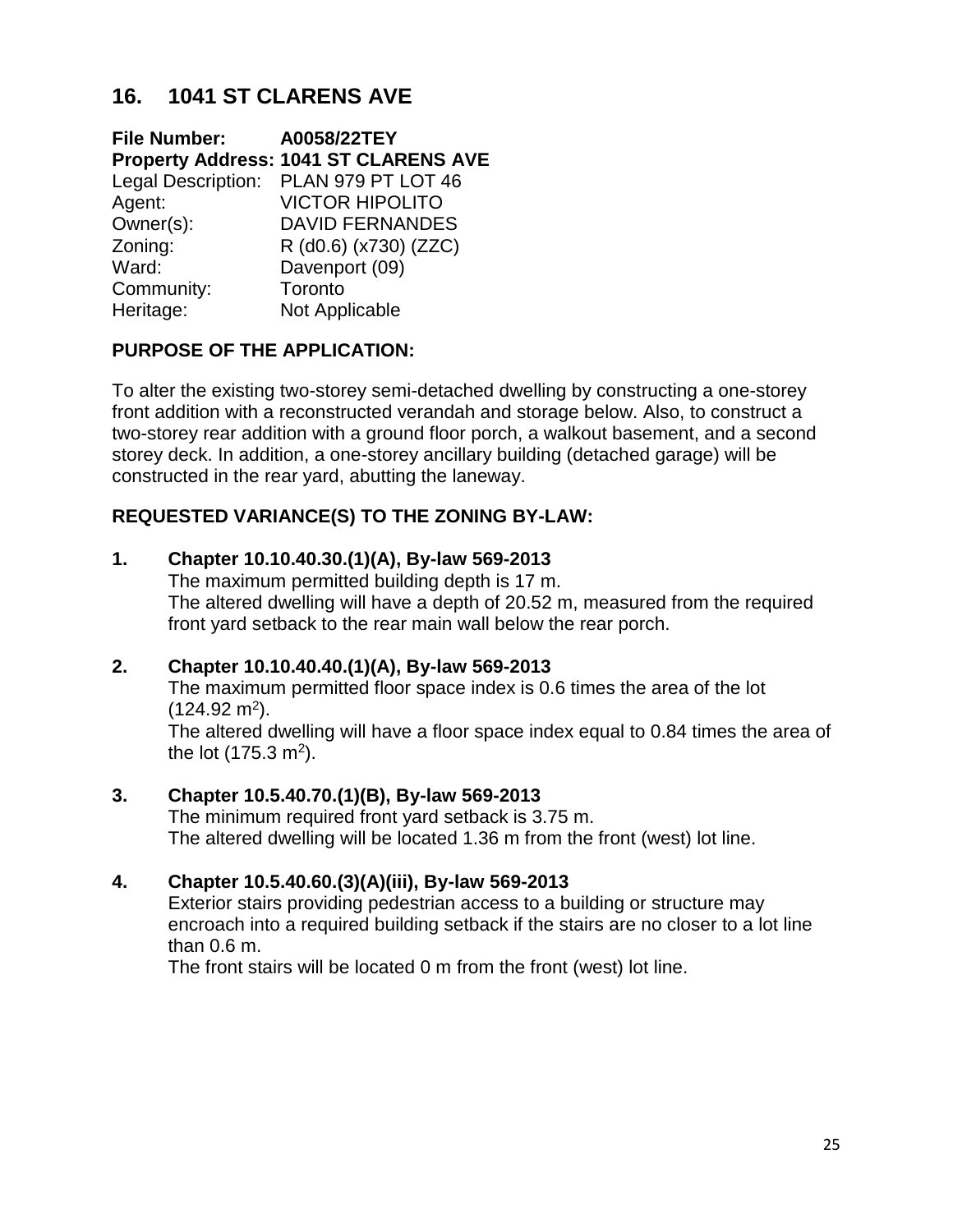## 16. 1041 ST CLARENS AVE

**File Number:** **A0058/22TEY**
**Property Address:** **1041 ST CLARENS AVE**
Legal Description: PLAN 979 PT LOT 46
Agent: VICTOR HIPOLITO
Owner(s): DAVID FERNANDES
Zoning: R (d0.6) (x730) (ZZC)
Ward: Davenport (09)
Community: Toronto
Heritage: Not Applicable

### PURPOSE OF THE APPLICATION:

To alter the existing two-storey semi-detached dwelling by constructing a one-storey front addition with a reconstructed verandah and storage below. Also, to construct a two-storey rear addition with a ground floor porch, a walkout basement, and a second storey deck. In addition, a one-storey ancillary building (detached garage) will be constructed in the rear yard, abutting the laneway.

### REQUESTED VARIANCE(S) TO THE ZONING BY-LAW:

1. **Chapter 10.10.40.30.(1)(A), By-law 569-2013**
   The maximum permitted building depth is 17 m.
   The altered dwelling will have a depth of 20.52 m, measured from the required front yard setback to the rear main wall below the rear porch.

2. **Chapter 10.10.40.40.(1)(A), By-law 569-2013**
   The maximum permitted floor space index is 0.6 times the area of the lot (124.92 $m^2$).
   The altered dwelling will have a floor space index equal to 0.84 times the area of the lot (175.3 $m^2$).

3. **Chapter 10.5.40.70.(1)(B), By-law 569-2013**
   The minimum required front yard setback is 3.75 m.
   The altered dwelling will be located 1.36 m from the front (west) lot line.

4. **Chapter 10.5.40.60.(3)(A)(iii), By-law 569-2013**
   Exterior stairs providing pedestrian access to a building or structure may encroach into a required building setback if the stairs are no closer to a lot line than 0.6 m.
   The front stairs will be located 0 m from the front (west) lot line.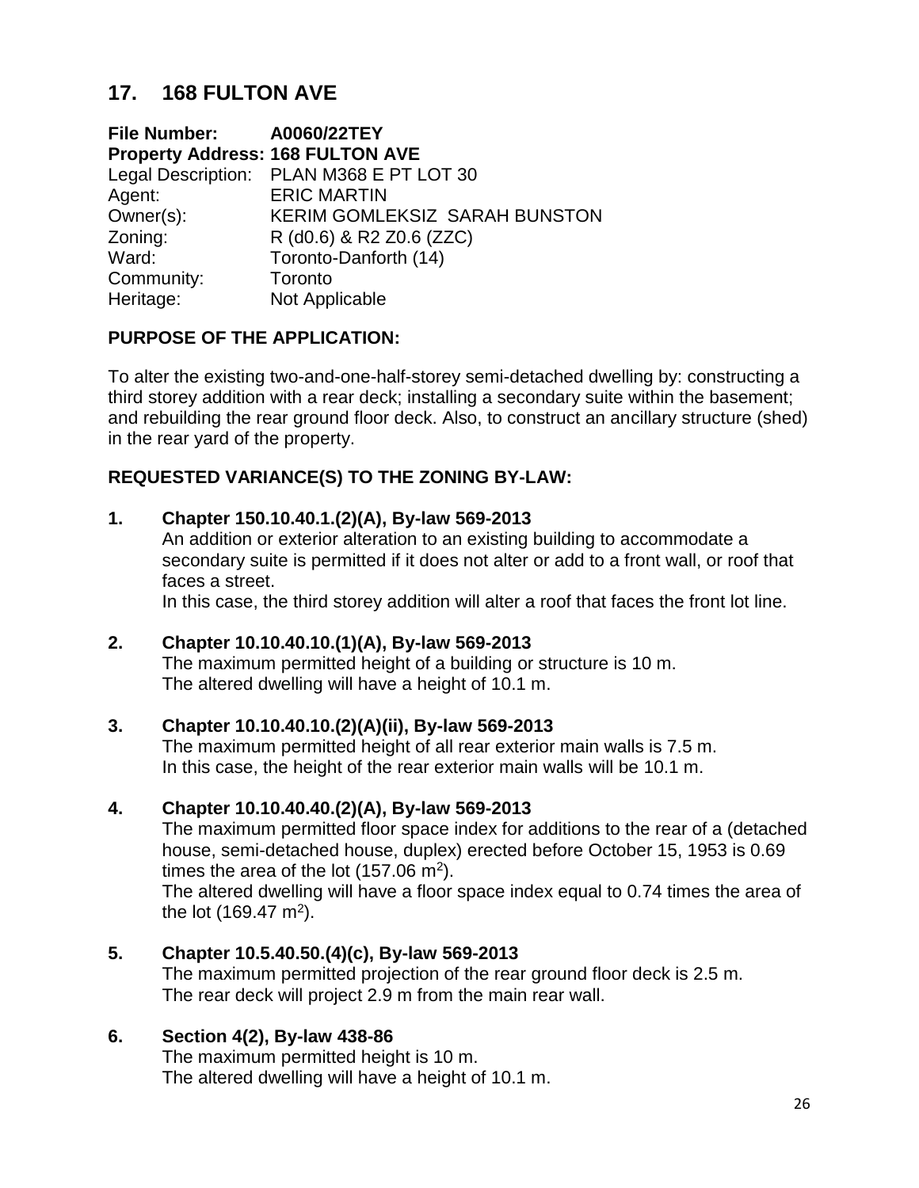## 17. 168 FULTON AVE

**File Number:** **A0060/22TEY**
**Property Address: 168 FULTON AVE**
Legal Description: PLAN M368 E PT LOT 30
Agent: ERIC MARTIN
Owner(s): KERIM GOMLEKSIZ SARAH BUNSTON
Zoning: R (d0.6) & R2 Z0.6 (ZZC)
Ward: Toronto-Danforth (14)
Community: Toronto
Heritage: Not Applicable

### PURPOSE OF THE APPLICATION:

To alter the existing two-and-one-half-storey semi-detached dwelling by: constructing a third storey addition with a rear deck; installing a secondary suite within the basement; and rebuilding the rear ground floor deck. Also, to construct an ancillary structure (shed) in the rear yard of the property.

### REQUESTED VARIANCE(S) TO THE ZONING BY-LAW:

**1. Chapter 150.10.40.1.(2)(A), By-law 569-2013**
An addition or exterior alteration to an existing building to accommodate a secondary suite is permitted if it does not alter or add to a front wall, or roof that faces a street.
In this case, the third storey addition will alter a roof that faces the front lot line.

**2. Chapter 10.10.40.10.(1)(A), By-law 569-2013**
The maximum permitted height of a building or structure is 10 m.
The altered dwelling will have a height of 10.1 m.

**3. Chapter 10.10.40.10.(2)(A)(ii), By-law 569-2013**
The maximum permitted height of all rear exterior main walls is 7.5 m.
In this case, the height of the rear exterior main walls will be 10.1 m.

**4. Chapter 10.10.40.40.(2)(A), By-law 569-2013**
The maximum permitted floor space index for additions to the rear of a (detached house, semi-detached house, duplex) erected before October 15, 1953 is 0.69 times the area of the lot (157.06 $m^2$).
The altered dwelling will have a floor space index equal to 0.74 times the area of the lot (169.47 $m^2$).

**5. Chapter 10.5.40.50.(4)(c), By-law 569-2013**
The maximum permitted projection of the rear ground floor deck is 2.5 m.
The rear deck will project 2.9 m from the main rear wall.

**6. Section 4(2), By-law 438-86**
The maximum permitted height is 10 m.
The altered dwelling will have a height of 10.1 m.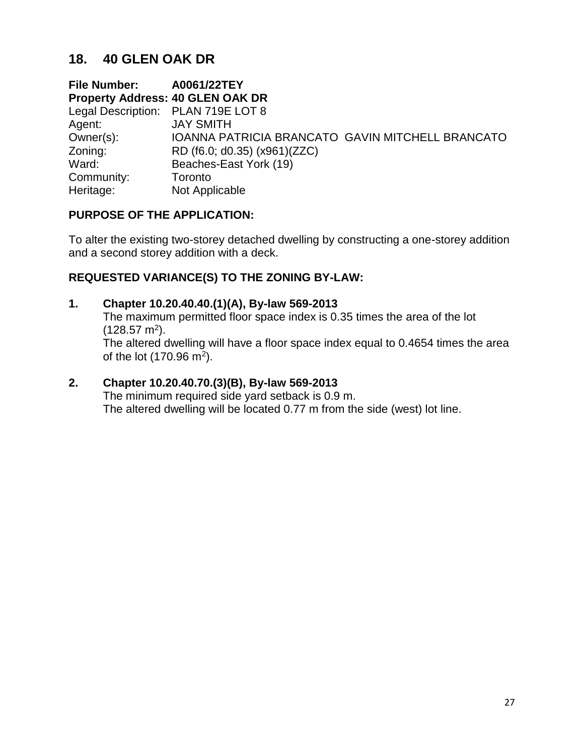## 18. 40 GLEN OAK DR

**File Number:** **A0061/22TEY**
**Property Address: 40 GLEN OAK DR**
Legal Description: PLAN 719E LOT 8
Agent: JAY SMITH
Owner(s): IOANNA PATRICIA BRANCATO GAVIN MITCHELL BRANCATO
Zoning: RD (f6.0; d0.35) (x961)(ZZC)
Ward: Beaches-East York (19)
Community: Toronto
Heritage: Not Applicable

### PURPOSE OF THE APPLICATION:

To alter the existing two-storey detached dwelling by constructing a one-storey addition and a second storey addition with a deck.

### REQUESTED VARIANCE(S) TO THE ZONING BY-LAW:

1. **Chapter 10.20.40.40.(1)(A), By-law 569-2013**
   The maximum permitted floor space index is 0.35 times the area of the lot (128.57 $m^2$).
   The altered dwelling will have a floor space index equal to 0.4654 times the area of the lot (170.96 $m^2$).

2. **Chapter 10.20.40.70.(3)(B), By-law 569-2013**
   The minimum required side yard setback is 0.9 m.
   The altered dwelling will be located 0.77 m from the side (west) lot line.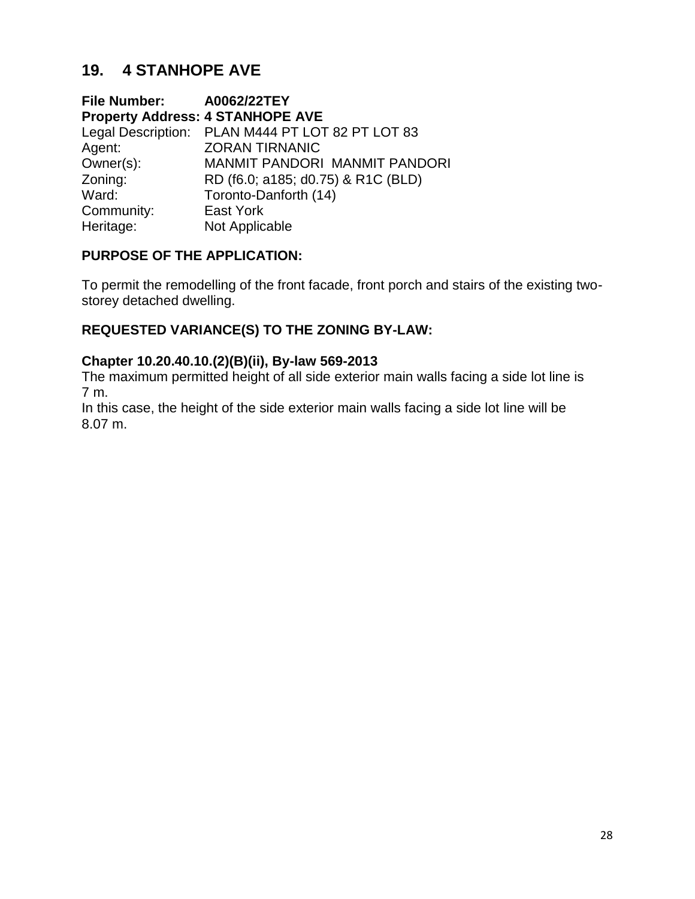## 19. 4 STANHOPE AVE

**File Number:** **A0062/22TEY**
**Property Address: 4 STANHOPE AVE**
Legal Description: PLAN M444 PT LOT 82 PT LOT 83
Agent: ZORAN TIRNANIC
Owner(s): MANMIT PANDORI MANMIT PANDORI
Zoning: RD (f6.0; a185; d0.75) & R1C (BLD)
Ward: Toronto-Danforth (14)
Community: East York
Heritage: Not Applicable

### PURPOSE OF THE APPLICATION:

To permit the remodelling of the front facade, front porch and stairs of the existing two-storey detached dwelling.

### REQUESTED VARIANCE(S) TO THE ZONING BY-LAW:

**Chapter 10.20.40.10.(2)(B)(ii), By-law 569-2013**
The maximum permitted height of all side exterior main walls facing a side lot line is 7 m.
In this case, the height of the side exterior main walls facing a side lot line will be 8.07 m.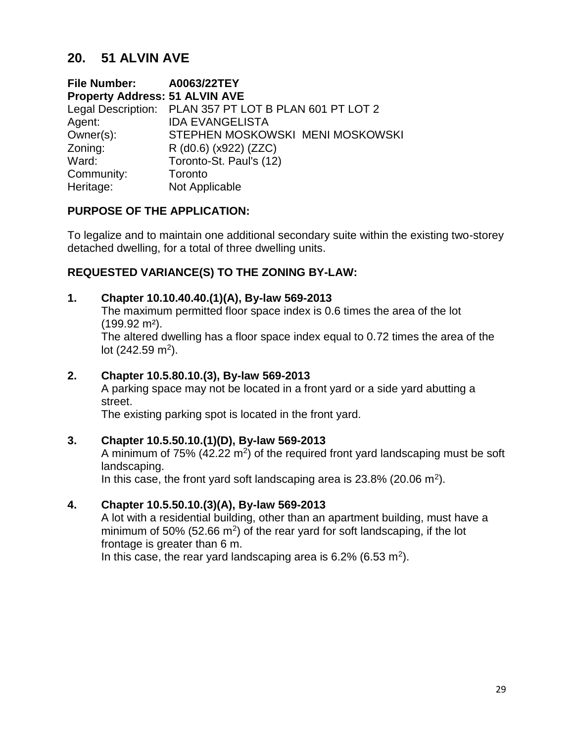## 20. 51 ALVIN AVE

**File Number:** **A0063/22TEY**
**Property Address: 51 ALVIN AVE**
Legal Description: PLAN 357 PT LOT B PLAN 601 PT LOT 2
Agent: IDA EVANGELISTA
Owner(s): STEPHEN MOSKOWSKI MENI MOSKOWSKI
Zoning: R (d0.6) (x922) (ZZC)
Ward: Toronto-St. Paul's (12)
Community: Toronto
Heritage: Not Applicable

**PURPOSE OF THE APPLICATION:**

To legalize and to maintain one additional secondary suite within the existing two-storey detached dwelling, for a total of three dwelling units.

**REQUESTED VARIANCE(S) TO THE ZONING BY-LAW:**

**1. Chapter 10.10.40.40.(1)(A), By-law 569-2013**
The maximum permitted floor space index is 0.6 times the area of the lot (199.92 $m^2$).
The altered dwelling has a floor space index equal to 0.72 times the area of the lot (242.59 $m^2$).

**2. Chapter 10.5.80.10.(3), By-law 569-2013**
A parking space may not be located in a front yard or a side yard abutting a street.
The existing parking spot is located in the front yard.

**3. Chapter 10.5.50.10.(1)(D), By-law 569-2013**
A minimum of 75% (42.22 $m^2$) of the required front yard landscaping must be soft landscaping.
In this case, the front yard soft landscaping area is 23.8% (20.06 $m^2$).

**4. Chapter 10.5.50.10.(3)(A), By-law 569-2013**
A lot with a residential building, other than an apartment building, must have a minimum of 50% (52.66 $m^2$) of the rear yard for soft landscaping, if the lot frontage is greater than 6 m.
In this case, the rear yard landscaping area is 6.2% (6.53 $m^2$).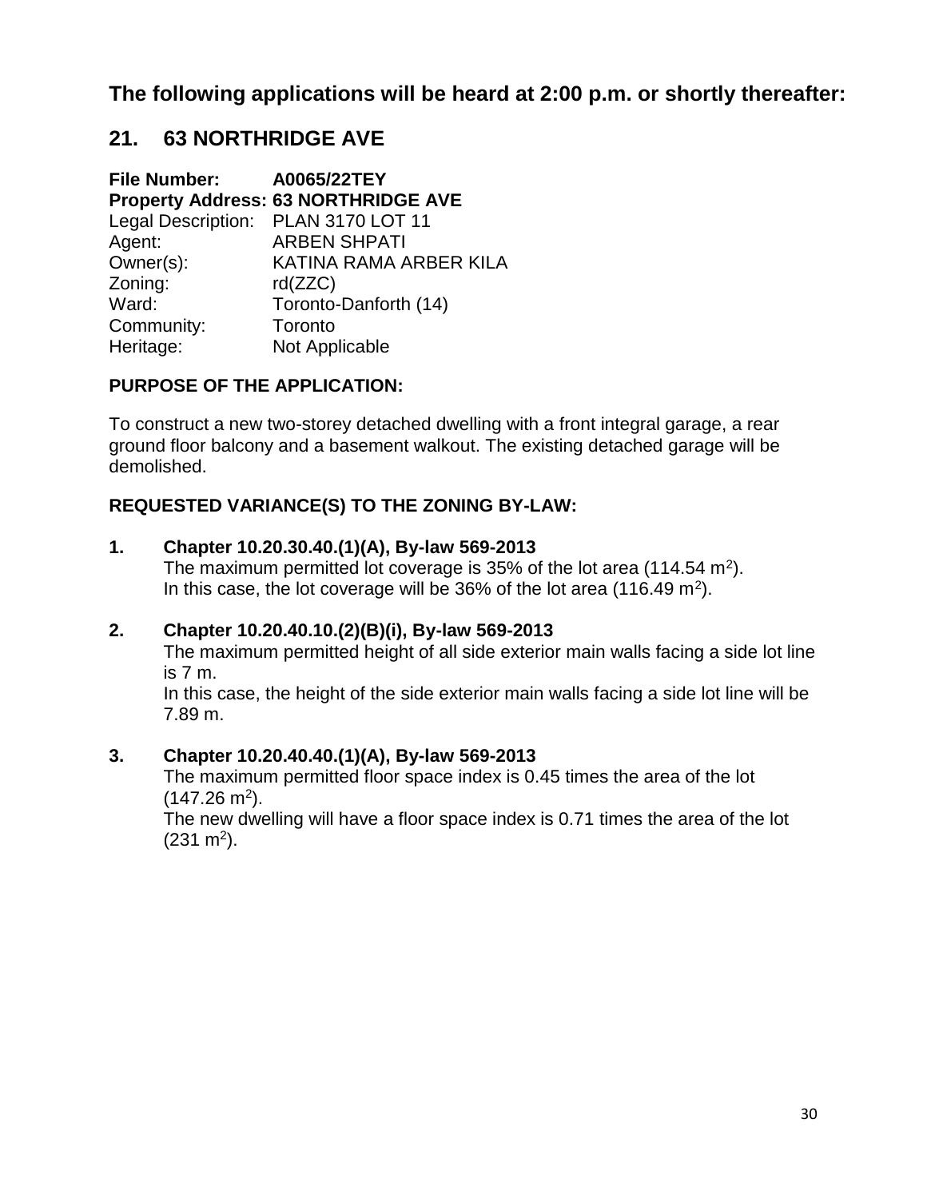## The following applications will be heard at 2:00 p.m. or shortly thereafter:

## 21. 63 NORTHRIDGE AVE

**File Number:** A0065/22TEY
**Property Address:** 63 NORTHRIDGE AVE
Legal Description: PLAN 3170 LOT 11
Agent: ARBEN SHPATI
Owner(s): KATINA RAMA ARBER KILA
Zoning: rd(ZZC)
Ward: Toronto-Danforth (14)
Community: Toronto
Heritage: Not Applicable

### PURPOSE OF THE APPLICATION:

To construct a new two-storey detached dwelling with a front integral garage, a rear ground floor balcony and a basement walkout. The existing detached garage will be demolished.

### REQUESTED VARIANCE(S) TO THE ZONING BY-LAW:

1. **Chapter 10.20.30.40.(1)(A), By-law 569-2013**
   The maximum permitted lot coverage is 35% of the lot area (114.54 $m^2$).
   In this case, the lot coverage will be 36% of the lot area (116.49 $m^2$).

2. **Chapter 10.20.40.10.(2)(B)(i), By-law 569-2013**
   The maximum permitted height of all side exterior main walls facing a side lot line is 7 m.
   In this case, the height of the side exterior main walls facing a side lot line will be 7.89 m.

3. **Chapter 10.20.40.40.(1)(A), By-law 569-2013**
   The maximum permitted floor space index is 0.45 times the area of the lot (147.26 $m^2$).
   The new dwelling will have a floor space index is 0.71 times the area of the lot (231 $m^2$).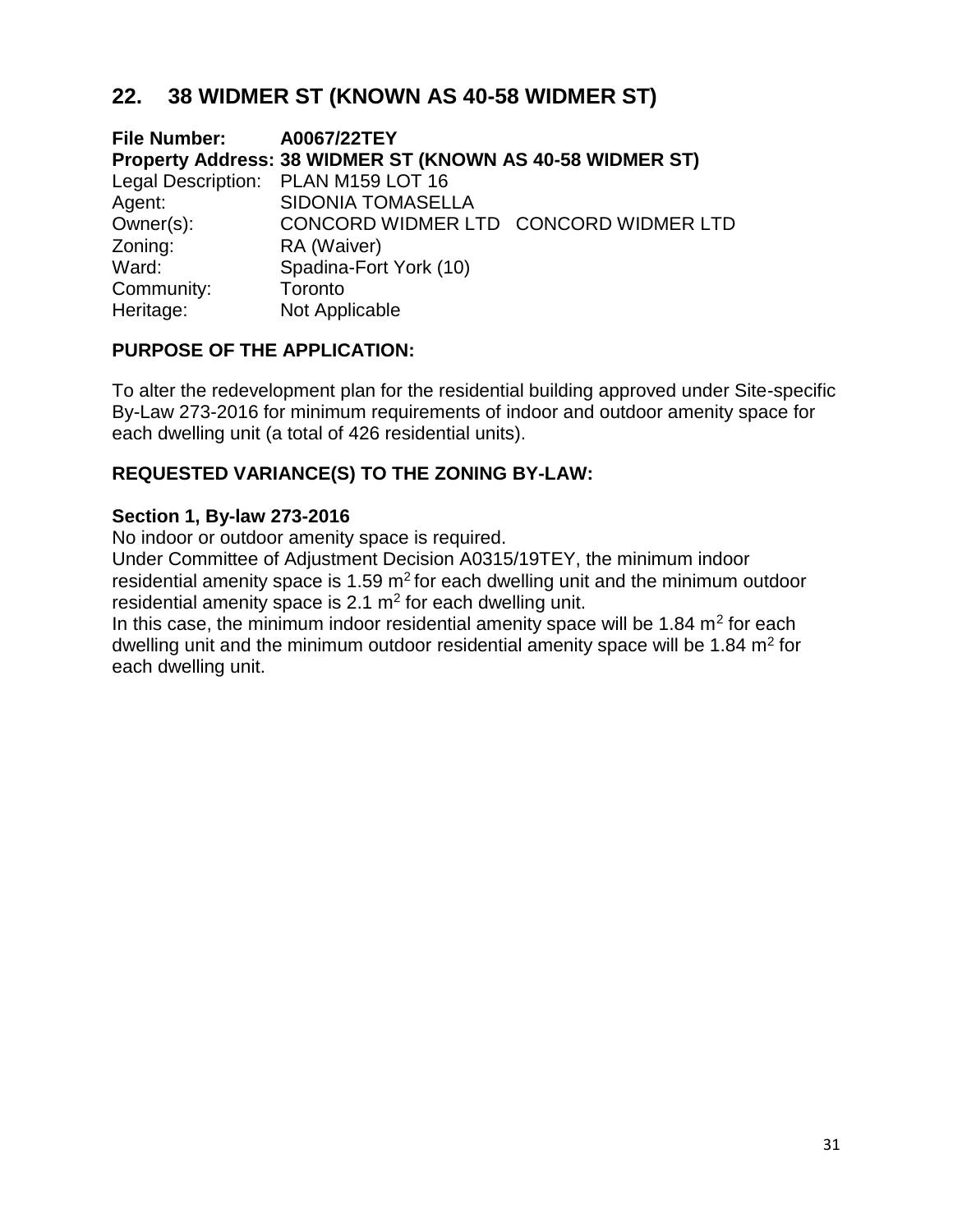## 22. 38 WIDMER ST (KNOWN AS 40-58 WIDMER ST)

**File Number:** **A0067/22TEY**
**Property Address: 38 WIDMER ST (KNOWN AS 40-58 WIDMER ST)**
Legal Description: PLAN M159 LOT 16
Agent: SIDONIA TOMASELLA
Owner(s): CONCORD WIDMER LTD CONCORD WIDMER LTD
Zoning: RA (Waiver)
Ward: Spadina-Fort York (10)
Community: Toronto
Heritage: Not Applicable

### PURPOSE OF THE APPLICATION:

To alter the redevelopment plan for the residential building approved under Site-specific By-Law 273-2016 for minimum requirements of indoor and outdoor amenity space for each dwelling unit (a total of 426 residential units).

### REQUESTED VARIANCE(S) TO THE ZONING BY-LAW:

**Section 1, By-law 273-2016**
No indoor or outdoor amenity space is required.
Under Committee of Adjustment Decision A0315/19TEY, the minimum indoor residential amenity space is 1.59 $m^2$ for each dwelling unit and the minimum outdoor residential amenity space is 2.1 $m^2$ for each dwelling unit.
In this case, the minimum indoor residential amenity space will be 1.84 $m^2$ for each dwelling unit and the minimum outdoor residential amenity space will be 1.84 $m^2$ for each dwelling unit.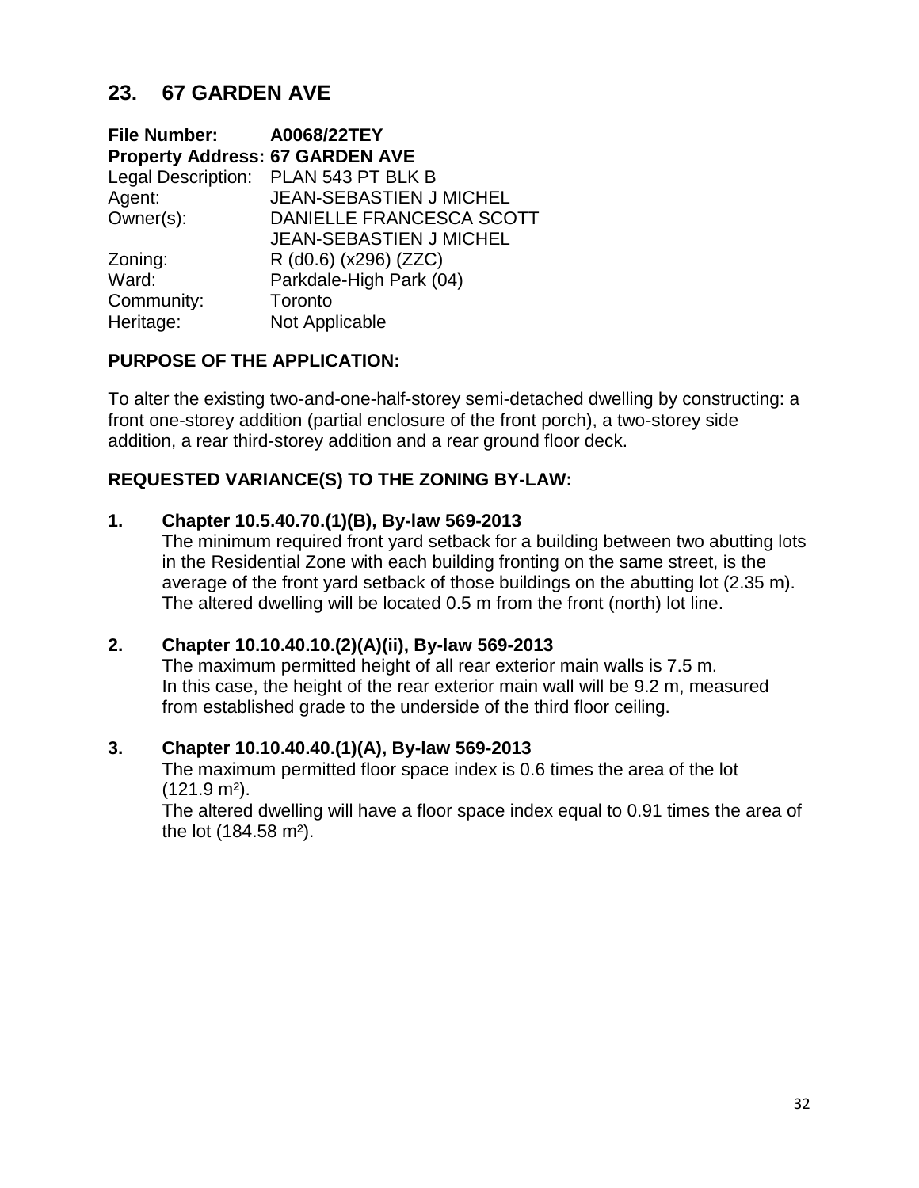## 23. 67 GARDEN AVE

**File Number:** **A0068/22TEY**
**Property Address: 67 GARDEN AVE**
Legal Description: PLAN 543 PT BLK B
Agent: JEAN-SEBASTIEN J MICHEL
Owner(s): DANIELLE FRANCESCA SCOTT
JEAN-SEBASTIEN J MICHEL
Zoning: R (d0.6) (x296) (ZZC)
Ward: Parkdale-High Park (04)
Community: Toronto
Heritage: Not Applicable

### PURPOSE OF THE APPLICATION:

To alter the existing two-and-one-half-storey semi-detached dwelling by constructing: a front one-storey addition (partial enclosure of the front porch), a two-storey side addition, a rear third-storey addition and a rear ground floor deck.

### REQUESTED VARIANCE(S) TO THE ZONING BY-LAW:

**1. Chapter 10.5.40.70.(1)(B), By-law 569-2013**
The minimum required front yard setback for a building between two abutting lots in the Residential Zone with each building fronting on the same street, is the average of the front yard setback of those buildings on the abutting lot (2.35 m). The altered dwelling will be located 0.5 m from the front (north) lot line.

**2. Chapter 10.10.40.10.(2)(A)(ii), By-law 569-2013**
The maximum permitted height of all rear exterior main walls is 7.5 m.
In this case, the height of the rear exterior main wall will be 9.2 m, measured from established grade to the underside of the third floor ceiling.

**3. Chapter 10.10.40.40.(1)(A), By-law 569-2013**
The maximum permitted floor space index is 0.6 times the area of the lot (121.9 m²).
The altered dwelling will have a floor space index equal to 0.91 times the area of the lot (184.58 m²).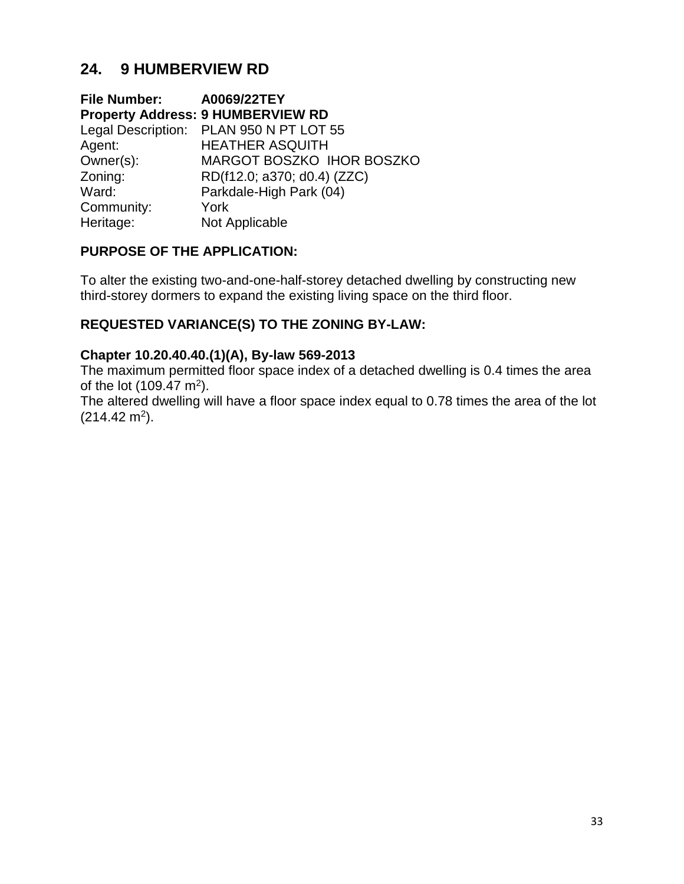## 24. 9 HUMBERVIEW RD

**File Number:** **A0069/22TEY**
**Property Address: 9 HUMBERVIEW RD**
Legal Description: PLAN 950 N PT LOT 55
Agent: HEATHER ASQUITH
Owner(s): MARGOT BOSZKO IHOR BOSZKO
Zoning: RD(f12.0; a370; d0.4) (ZZC)
Ward: Parkdale-High Park (04)
Community: York
Heritage: Not Applicable

### PURPOSE OF THE APPLICATION:

To alter the existing two-and-one-half-storey detached dwelling by constructing new third-storey dormers to expand the existing living space on the third floor.

### REQUESTED VARIANCE(S) TO THE ZONING BY-LAW:

**Chapter 10.20.40.40.(1)(A), By-law 569-2013**
The maximum permitted floor space index of a detached dwelling is 0.4 times the area of the lot (109.47 $m^2$).
The altered dwelling will have a floor space index equal to 0.78 times the area of the lot (214.42 $m^2$).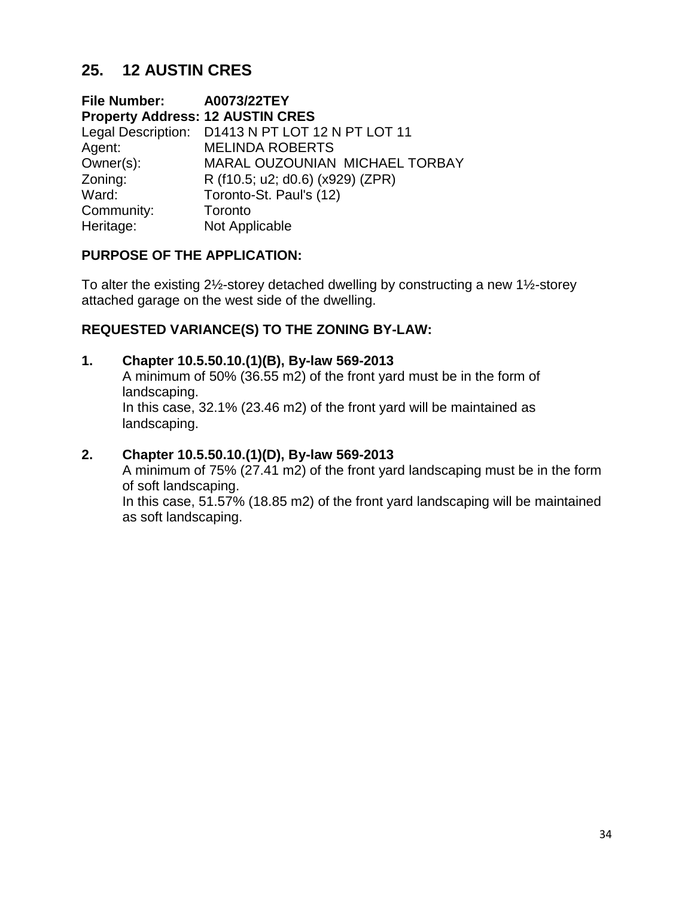## 25. 12 AUSTIN CRES

**File Number:** **A0073/22TEY**
**Property Address: 12 AUSTIN CRES**
Legal Description: D1413 N PT LOT 12 N PT LOT 11
Agent: MELINDA ROBERTS
Owner(s): MARAL OUZOUNIAN MICHAEL TORBAY
Zoning: R (f10.5; u2; d0.6) (x929) (ZPR)
Ward: Toronto-St. Paul's (12)
Community: Toronto
Heritage: Not Applicable

### PURPOSE OF THE APPLICATION:

To alter the existing 2½-storey detached dwelling by constructing a new 1½-storey attached garage on the west side of the dwelling.

### REQUESTED VARIANCE(S) TO THE ZONING BY-LAW:

1. **Chapter 10.5.50.10.(1)(B), By-law 569-2013**
   A minimum of 50% (36.55 m2) of the front yard must be in the form of landscaping.
   In this case, 32.1% (23.46 m2) of the front yard will be maintained as landscaping.

2. **Chapter 10.5.50.10.(1)(D), By-law 569-2013**
   A minimum of 75% (27.41 m2) of the front yard landscaping must be in the form of soft landscaping.
   In this case, 51.57% (18.85 m2) of the front yard landscaping will be maintained as soft landscaping.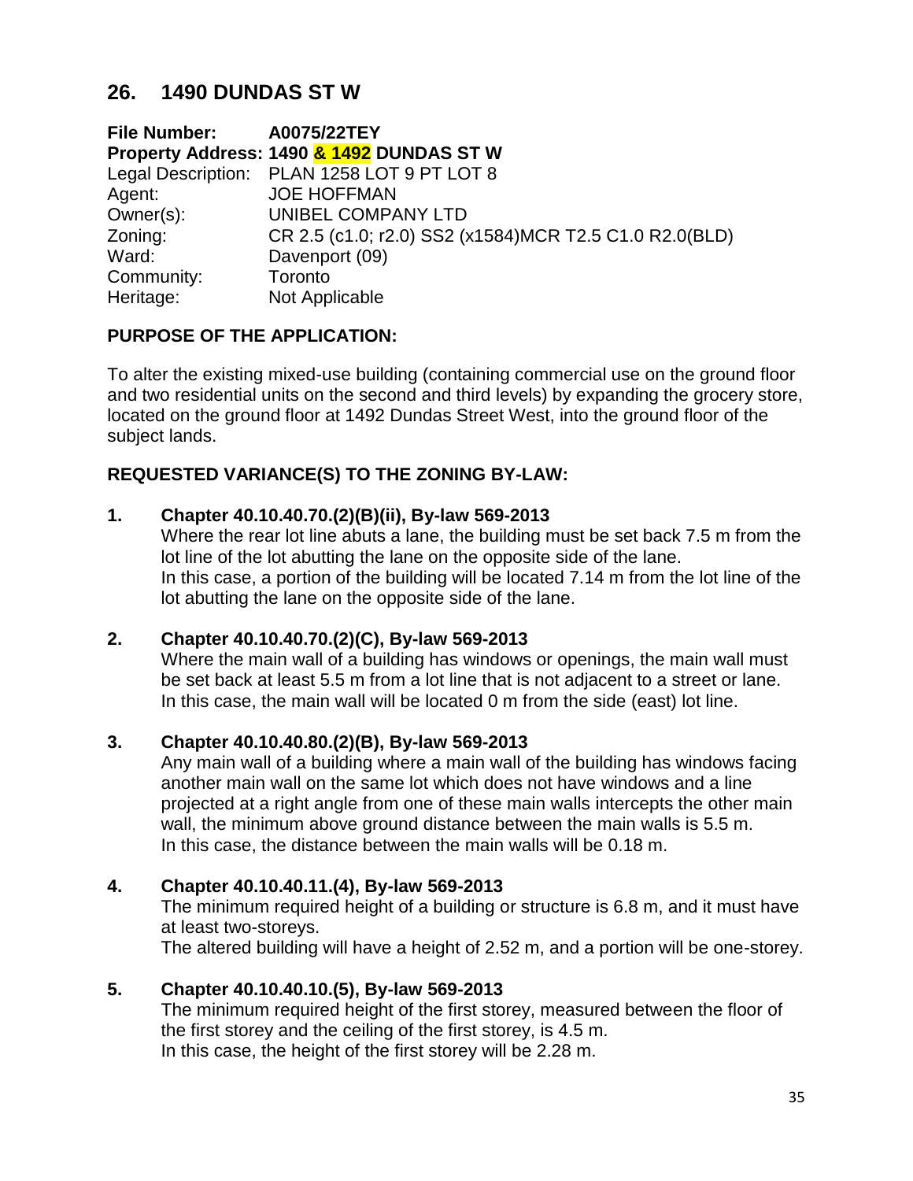## 26. 1490 DUNDAS ST W

**File Number:** A0075/22TEY
**Property Address:** 1490 & 1492 DUNDAS ST W
Legal Description: PLAN 1258 LOT 9 PT LOT 8
Agent: JOE HOFFMAN
Owner(s): UNIBEL COMPANY LTD
Zoning: CR 2.5 (c1.0; r2.0) SS2 (x1584)MCR T2.5 C1.0 R2.0(BLD)
Ward: Davenport (09)
Community: Toronto
Heritage: Not Applicable

### PURPOSE OF THE APPLICATION:

To alter the existing mixed-use building (containing commercial use on the ground floor and two residential units on the second and third levels) by expanding the grocery store, located on the ground floor at 1492 Dundas Street West, into the ground floor of the subject lands.

### REQUESTED VARIANCE(S) TO THE ZONING BY-LAW:

**1. Chapter 40.10.40.70.(2)(B)(ii), By-law 569-2013**
Where the rear lot line abuts a lane, the building must be set back 7.5 m from the lot line of the lot abutting the lane on the opposite side of the lane.
In this case, a portion of the building will be located 7.14 m from the lot line of the lot abutting the lane on the opposite side of the lane.

**2. Chapter 40.10.40.70.(2)(C), By-law 569-2013**
Where the main wall of a building has windows or openings, the main wall must be set back at least 5.5 m from a lot line that is not adjacent to a street or lane.
In this case, the main wall will be located 0 m from the side (east) lot line.

**3. Chapter 40.10.40.80.(2)(B), By-law 569-2013**
Any main wall of a building where a main wall of the building has windows facing another main wall on the same lot which does not have windows and a line projected at a right angle from one of these main walls intercepts the other main wall, the minimum above ground distance between the main walls is 5.5 m.
In this case, the distance between the main walls will be 0.18 m.

**4. Chapter 40.10.40.11.(4), By-law 569-2013**
The minimum required height of a building or structure is 6.8 m, and it must have at least two-storeys.
The altered building will have a height of 2.52 m, and a portion will be one-storey.

**5. Chapter 40.10.40.10.(5), By-law 569-2013**
The minimum required height of the first storey, measured between the floor of the first storey and the ceiling of the first storey, is 4.5 m.
In this case, the height of the first storey will be 2.28 m.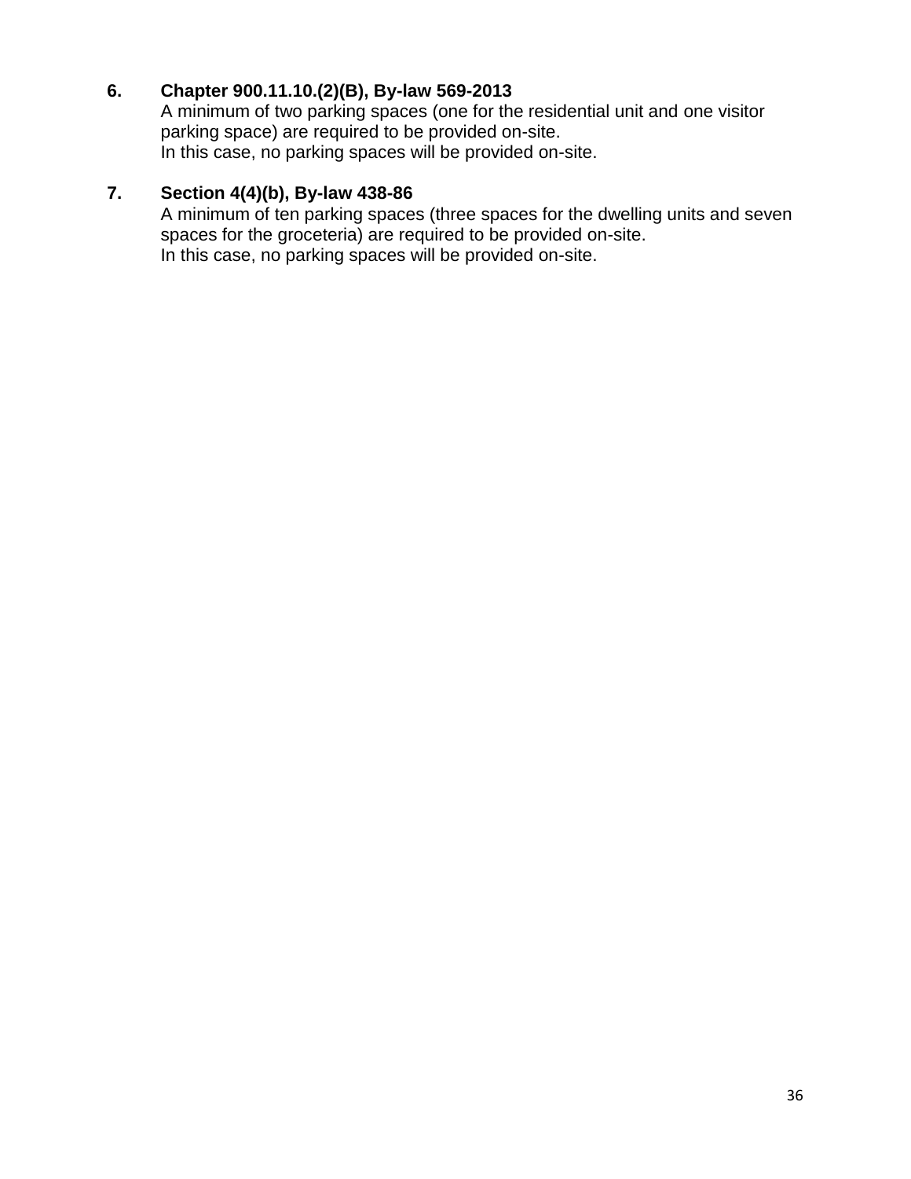6. **Chapter 900.11.10.(2)(B), By-law 569-2013**
   A minimum of two parking spaces (one for the residential unit and one visitor parking space) are required to be provided on-site.
   In this case, no parking spaces will be provided on-site.

7. **Section 4(4)(b), By-law 438-86**
   A minimum of ten parking spaces (three spaces for the dwelling units and seven spaces for the groceteria) are required to be provided on-site.
   In this case, no parking spaces will be provided on-site.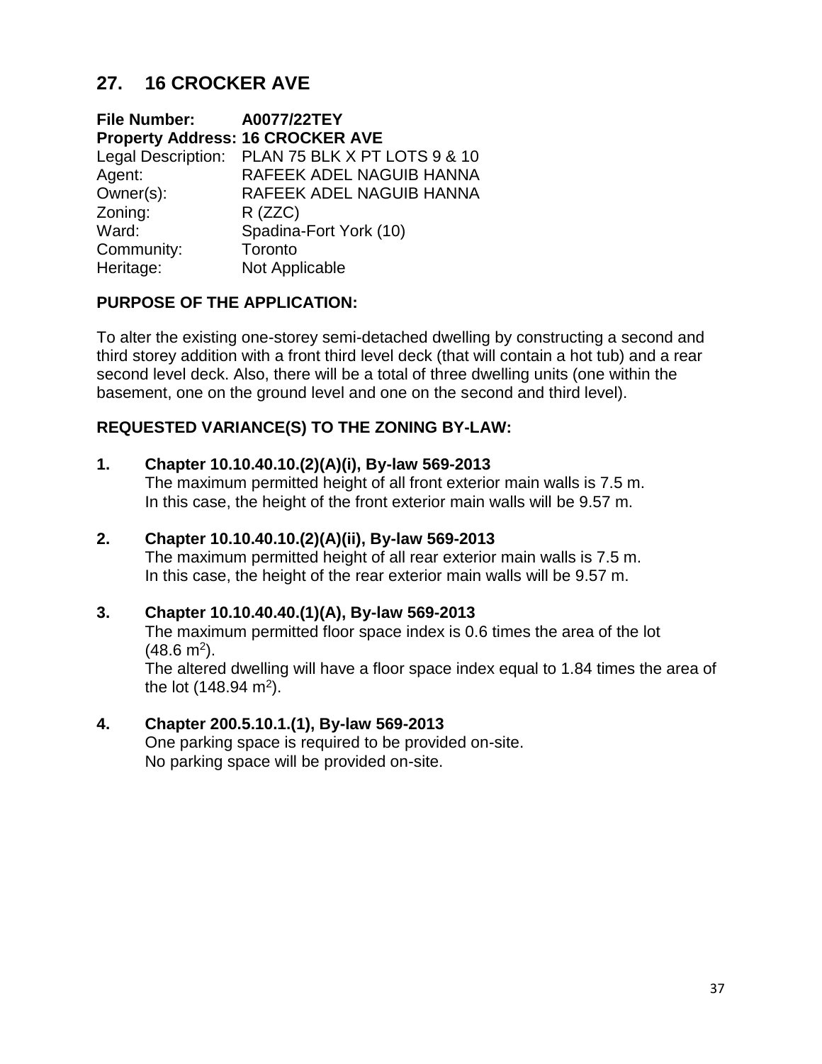## 27. 16 CROCKER AVE

**File Number:** **A0077/22TEY**
**Property Address: 16 CROCKER AVE**
Legal Description: PLAN 75 BLK X PT LOTS 9 & 10
Agent: RAFEEK ADEL NAGUIB HANNA
Owner(s): RAFEEK ADEL NAGUIB HANNA
Zoning: R (ZZC)
Ward: Spadina-Fort York (10)
Community: Toronto
Heritage: Not Applicable

### PURPOSE OF THE APPLICATION:

To alter the existing one-storey semi-detached dwelling by constructing a second and third storey addition with a front third level deck (that will contain a hot tub) and a rear second level deck. Also, there will be a total of three dwelling units (one within the basement, one on the ground level and one on the second and third level).

### REQUESTED VARIANCE(S) TO THE ZONING BY-LAW:

1. **Chapter 10.10.40.10.(2)(A)(i), By-law 569-2013**
   The maximum permitted height of all front exterior main walls is 7.5 m.
   In this case, the height of the front exterior main walls will be 9.57 m.

2. **Chapter 10.10.40.10.(2)(A)(ii), By-law 569-2013**
   The maximum permitted height of all rear exterior main walls is 7.5 m.
   In this case, the height of the rear exterior main walls will be 9.57 m.

3. **Chapter 10.10.40.40.(1)(A), By-law 569-2013**
   The maximum permitted floor space index is 0.6 times the area of the lot (48.6 $m^2$).
   The altered dwelling will have a floor space index equal to 1.84 times the area of the lot (148.94 $m^2$).

4. **Chapter 200.5.10.1.(1), By-law 569-2013**
   One parking space is required to be provided on-site.
   No parking space will be provided on-site.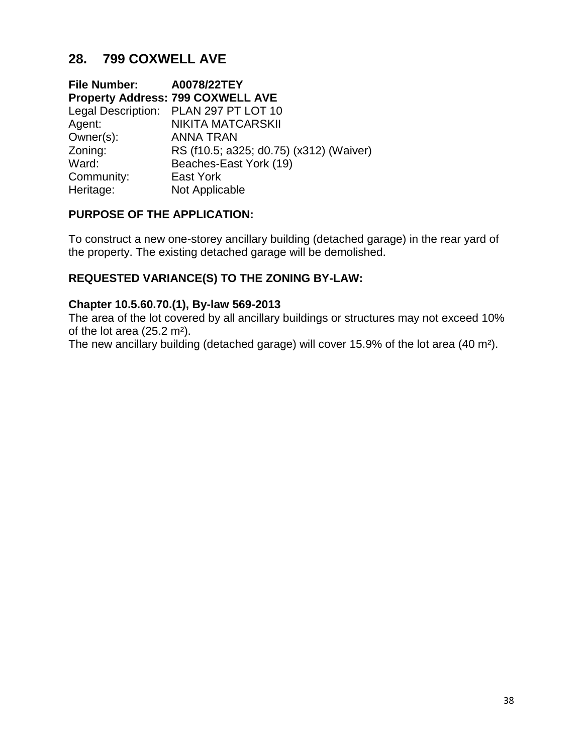## 28. 799 COXWELL AVE

**File Number:** **A0078/22TEY**
**Property Address:** **799 COXWELL AVE**
Legal Description: PLAN 297 PT LOT 10
Agent: NIKITA MATCARSKII
Owner(s): ANNA TRAN
Zoning: RS (f10.5; a325; d0.75) (x312) (Waiver)
Ward: Beaches-East York (19)
Community: East York
Heritage: Not Applicable

### PURPOSE OF THE APPLICATION:

To construct a new one-storey ancillary building (detached garage) in the rear yard of the property. The existing detached garage will be demolished.

### REQUESTED VARIANCE(S) TO THE ZONING BY-LAW:

**Chapter 10.5.60.70.(1), By-law 569-2013**
The area of the lot covered by all ancillary buildings or structures may not exceed 10% of the lot area (25.2 m²).
The new ancillary building (detached garage) will cover 15.9% of the lot area (40 m²).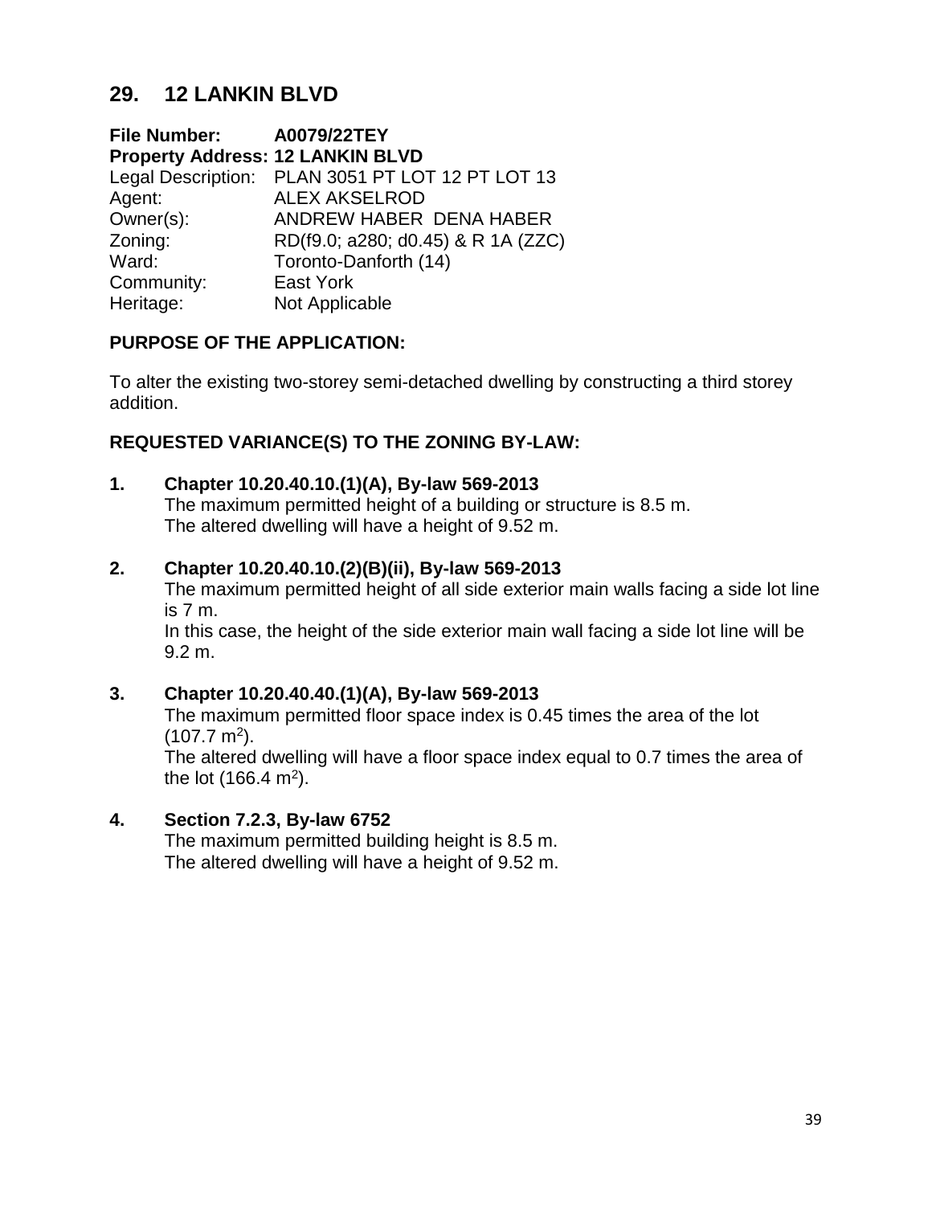## 29. 12 LANKIN BLVD

**File Number:** **A0079/22TEY**
**Property Address: 12 LANKIN BLVD**
Legal Description: PLAN 3051 PT LOT 12 PT LOT 13
Agent: ALEX AKSELROD
Owner(s): ANDREW HABER DENA HABER
Zoning: RD(f9.0; a280; d0.45) & R 1A (ZZC)
Ward: Toronto-Danforth (14)
Community: East York
Heritage: Not Applicable

**PURPOSE OF THE APPLICATION:**

To alter the existing two-storey semi-detached dwelling by constructing a third storey addition.

**REQUESTED VARIANCE(S) TO THE ZONING BY-LAW:**

1. **Chapter 10.20.40.10.(1)(A), By-law 569-2013**
   The maximum permitted height of a building or structure is 8.5 m.
   The altered dwelling will have a height of 9.52 m.

2. **Chapter 10.20.40.10.(2)(B)(ii), By-law 569-2013**
   The maximum permitted height of all side exterior main walls facing a side lot line is 7 m.
   In this case, the height of the side exterior main wall facing a side lot line will be 9.2 m.

3. **Chapter 10.20.40.40.(1)(A), By-law 569-2013**
   The maximum permitted floor space index is 0.45 times the area of the lot (107.7 $m^2$).
   The altered dwelling will have a floor space index equal to 0.7 times the area of the lot (166.4 $m^2$).

4. **Section 7.2.3, By-law 6752**
   The maximum permitted building height is 8.5 m.
   The altered dwelling will have a height of 9.52 m.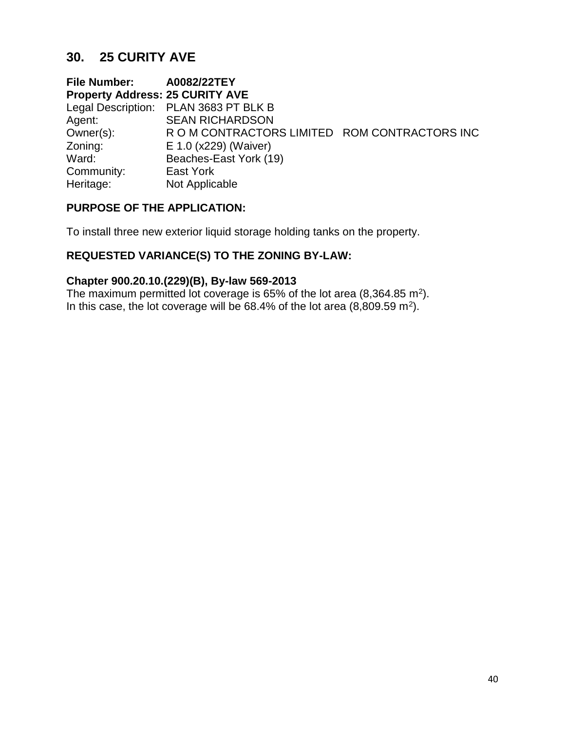## 30. 25 CURITY AVE

**File Number:** **A0082/22TEY**
**Property Address: 25 CURITY AVE**
Legal Description: PLAN 3683 PT BLK B
Agent: SEAN RICHARDSON
Owner(s): R O M CONTRACTORS LIMITED ROM CONTRACTORS INC
Zoning: E 1.0 (x229) (Waiver)
Ward: Beaches-East York (19)
Community: East York
Heritage: Not Applicable

**PURPOSE OF THE APPLICATION:**

To install three new exterior liquid storage holding tanks on the property.

**REQUESTED VARIANCE(S) TO THE ZONING BY-LAW:**

**Chapter 900.20.10.(229)(B), By-law 569-2013**
The maximum permitted lot coverage is 65% of the lot area (8,364.85 $m^2$).
In this case, the lot coverage will be 68.4% of the lot area (8,809.59 $m^2$).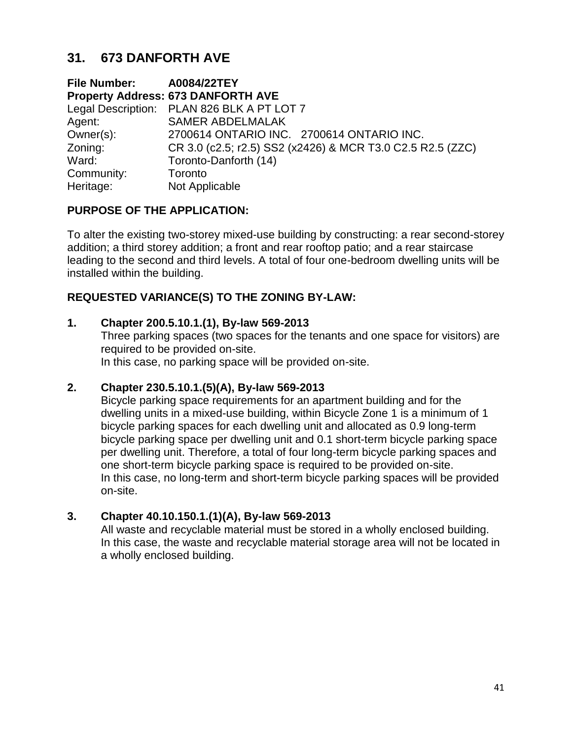## 31. 673 DANFORTH AVE

**File Number:** **A0084/22TEY**
**Property Address: 673 DANFORTH AVE**
Legal Description: PLAN 826 BLK A PT LOT 7
Agent: SAMER ABDELMALAK
Owner(s): 2700614 ONTARIO INC. 2700614 ONTARIO INC.
Zoning: CR 3.0 (c2.5; r2.5) SS2 (x2426) & MCR T3.0 C2.5 R2.5 (ZZC)
Ward: Toronto-Danforth (14)
Community: Toronto
Heritage: Not Applicable

### PURPOSE OF THE APPLICATION:

To alter the existing two-storey mixed-use building by constructing: a rear second-storey addition; a third storey addition; a front and rear rooftop patio; and a rear staircase leading to the second and third levels. A total of four one-bedroom dwelling units will be installed within the building.

### REQUESTED VARIANCE(S) TO THE ZONING BY-LAW:

**1. Chapter 200.5.10.1.(1), By-law 569-2013**
Three parking spaces (two spaces for the tenants and one space for visitors) are required to be provided on-site.
In this case, no parking space will be provided on-site.

**2. Chapter 230.5.10.1.(5)(A), By-law 569-2013**
Bicycle parking space requirements for an apartment building and for the dwelling units in a mixed-use building, within Bicycle Zone 1 is a minimum of 1 bicycle parking spaces for each dwelling unit and allocated as 0.9 long-term bicycle parking space per dwelling unit and 0.1 short-term bicycle parking space per dwelling unit. Therefore, a total of four long-term bicycle parking spaces and one short-term bicycle parking space is required to be provided on-site.
In this case, no long-term and short-term bicycle parking spaces will be provided on-site.

**3. Chapter 40.10.150.1.(1)(A), By-law 569-2013**
All waste and recyclable material must be stored in a wholly enclosed building.
In this case, the waste and recyclable material storage area will not be located in a wholly enclosed building.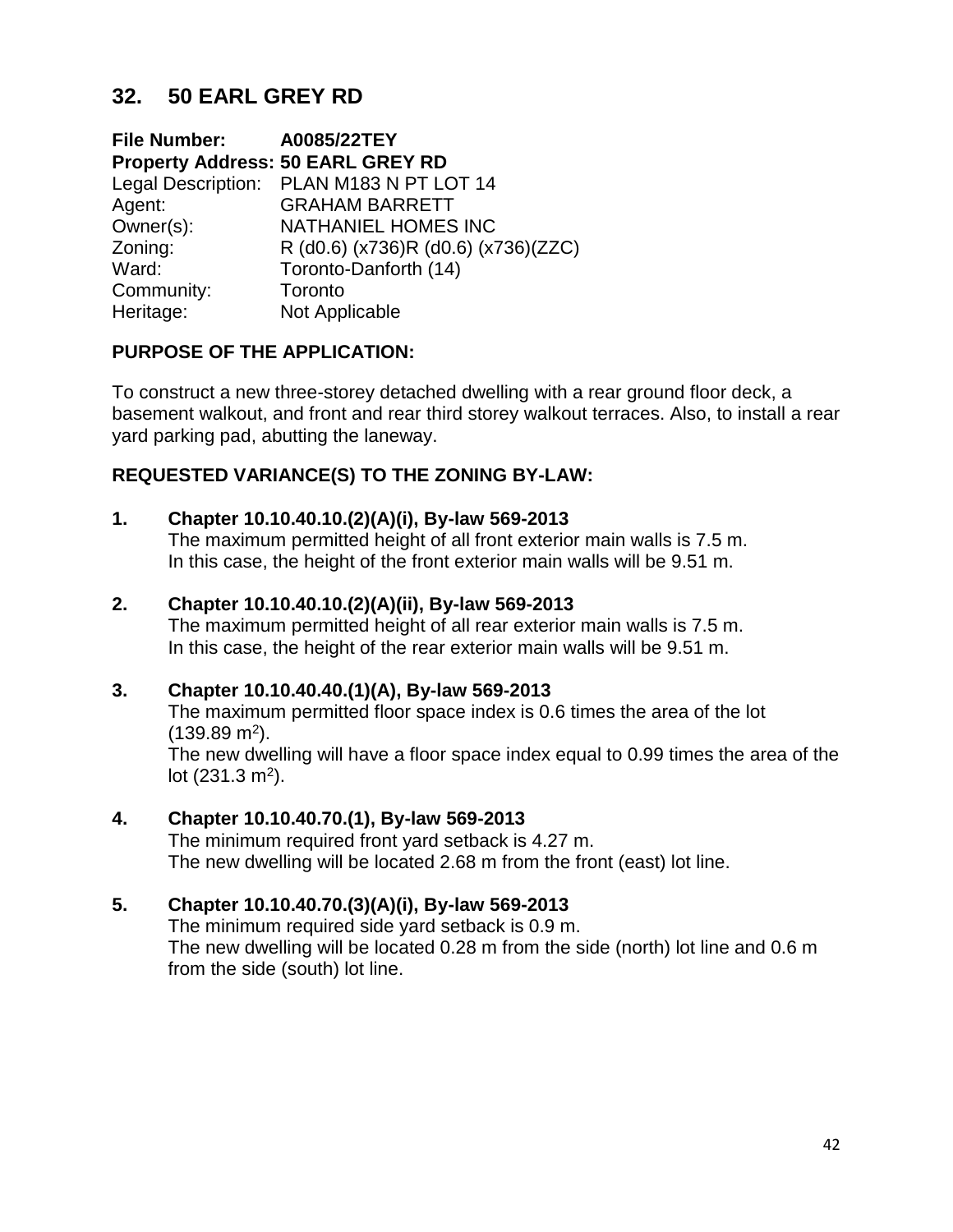## 32. 50 EARL GREY RD

**File Number:** **A0085/22TEY**
**Property Address: 50 EARL GREY RD**
Legal Description: PLAN M183 N PT LOT 14
Agent: GRAHAM BARRETT
Owner(s): NATHANIEL HOMES INC
Zoning: R (d0.6) (x736)R (d0.6) (x736)(ZZC)
Ward: Toronto-Danforth (14)
Community: Toronto
Heritage: Not Applicable

### PURPOSE OF THE APPLICATION:

To construct a new three-storey detached dwelling with a rear ground floor deck, a basement walkout, and front and rear third storey walkout terraces. Also, to install a rear yard parking pad, abutting the laneway.

### REQUESTED VARIANCE(S) TO THE ZONING BY-LAW:

1. **Chapter 10.10.40.10.(2)(A)(i), By-law 569-2013**
   The maximum permitted height of all front exterior main walls is 7.5 m.
   In this case, the height of the front exterior main walls will be 9.51 m.

2. **Chapter 10.10.40.10.(2)(A)(ii), By-law 569-2013**
   The maximum permitted height of all rear exterior main walls is 7.5 m.
   In this case, the height of the rear exterior main walls will be 9.51 m.

3. **Chapter 10.10.40.40.(1)(A), By-law 569-2013**
   The maximum permitted floor space index is 0.6 times the area of the lot (139.89 $m^2$).
   The new dwelling will have a floor space index equal to 0.99 times the area of the lot (231.3 $m^2$).

4. **Chapter 10.10.40.70.(1), By-law 569-2013**
   The minimum required front yard setback is 4.27 m.
   The new dwelling will be located 2.68 m from the front (east) lot line.

5. **Chapter 10.10.40.70.(3)(A)(i), By-law 569-2013**
   The minimum required side yard setback is 0.9 m.
   The new dwelling will be located 0.28 m from the side (north) lot line and 0.6 m from the side (south) lot line.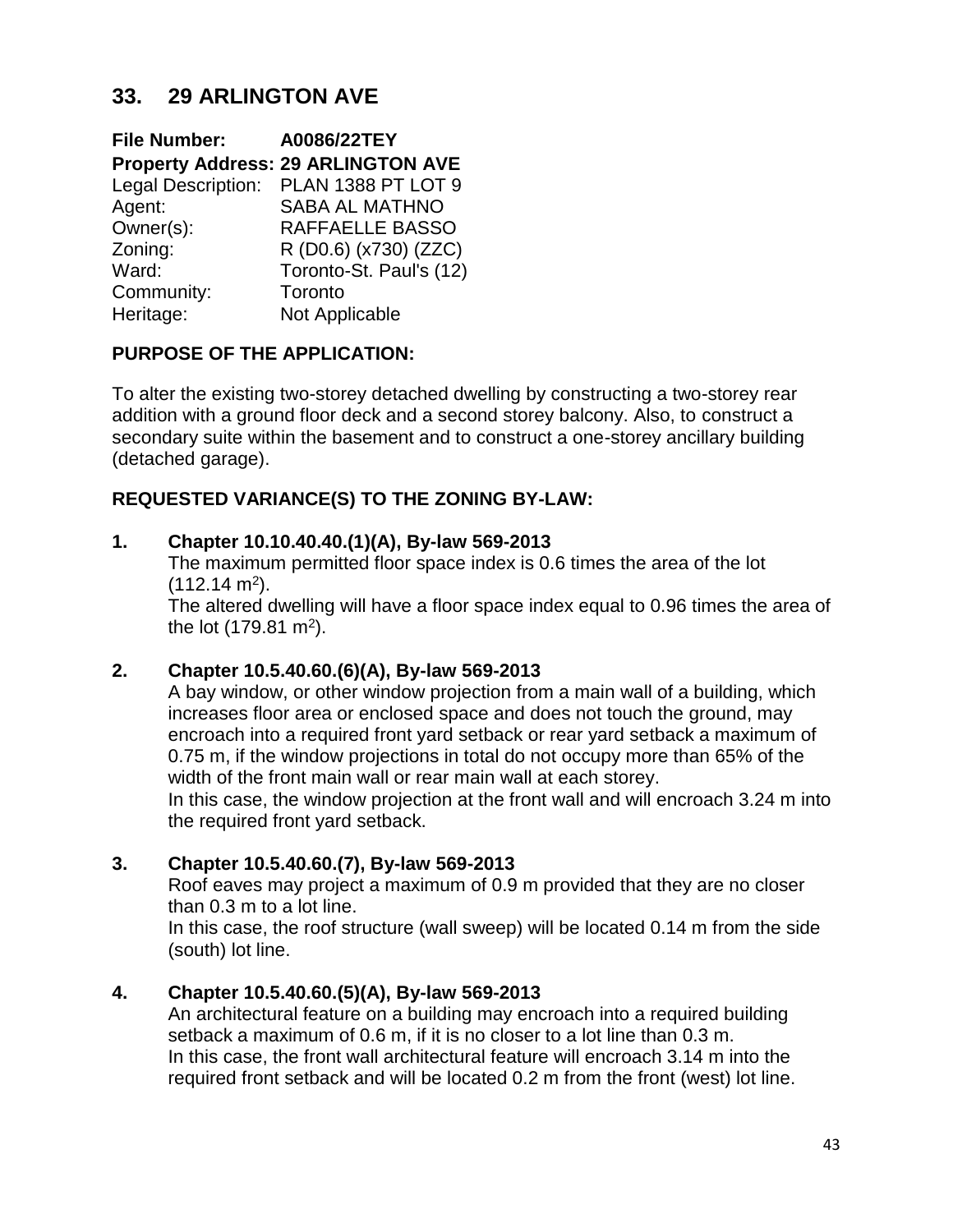## 33. 29 ARLINGTON AVE

**File Number:** A0086/22TEY
**Property Address:** 29 ARLINGTON AVE
Legal Description: PLAN 1388 PT LOT 9
Agent: SABA AL MATHNO
Owner(s): RAFFAELLE BASSO
Zoning: R (D0.6) (x730) (ZZC)
Ward: Toronto-St. Paul's (12)
Community: Toronto
Heritage: Not Applicable

**PURPOSE OF THE APPLICATION:**

To alter the existing two-storey detached dwelling by constructing a two-storey rear addition with a ground floor deck and a second storey balcony. Also, to construct a secondary suite within the basement and to construct a one-storey ancillary building (detached garage).

**REQUESTED VARIANCE(S) TO THE ZONING BY-LAW:**

**1. Chapter 10.10.40.40.(1)(A), By-law 569-2013**
The maximum permitted floor space index is 0.6 times the area of the lot (112.14 m$^2$).
The altered dwelling will have a floor space index equal to 0.96 times the area of the lot (179.81 m$^2$).

**2. Chapter 10.5.40.60.(6)(A), By-law 569-2013**
A bay window, or other window projection from a main wall of a building, which increases floor area or enclosed space and does not touch the ground, may encroach into a required front yard setback or rear yard setback a maximum of 0.75 m, if the window projections in total do not occupy more than 65% of the width of the front main wall or rear main wall at each storey.
In this case, the window projection at the front wall and will encroach 3.24 m into the required front yard setback.

**3. Chapter 10.5.40.60.(7), By-law 569-2013**
Roof eaves may project a maximum of 0.9 m provided that they are no closer than 0.3 m to a lot line.
In this case, the roof structure (wall sweep) will be located 0.14 m from the side (south) lot line.

**4. Chapter 10.5.40.60.(5)(A), By-law 569-2013**
An architectural feature on a building may encroach into a required building setback a maximum of 0.6 m, if it is no closer to a lot line than 0.3 m.
In this case, the front wall architectural feature will encroach 3.14 m into the required front setback and will be located 0.2 m from the front (west) lot line.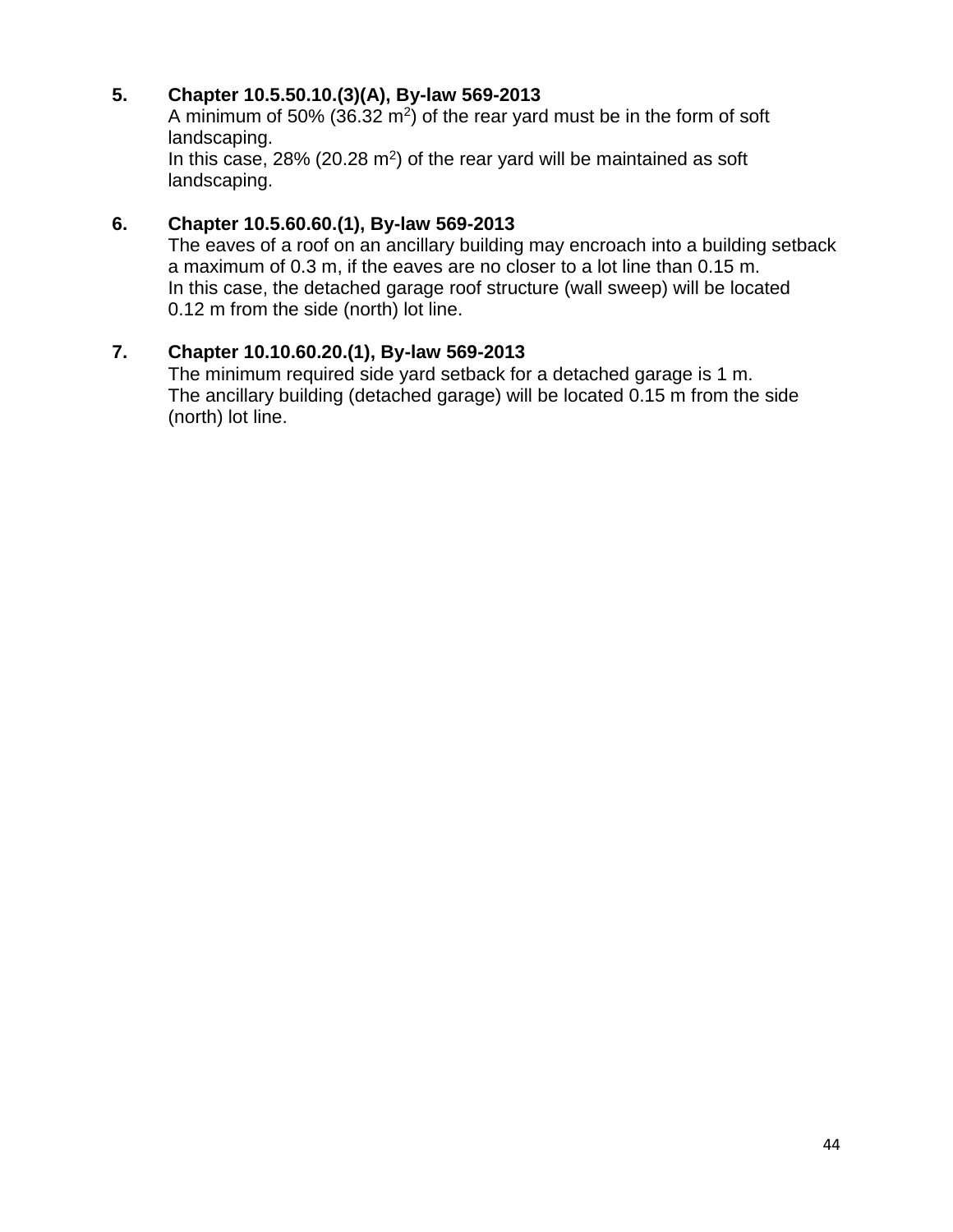5. **Chapter 10.5.50.10.(3)(A), By-law 569-2013**
   A minimum of 50% (36.32 $m^2$) of the rear yard must be in the form of soft landscaping.
   In this case, 28% (20.28 $m^2$) of the rear yard will be maintained as soft landscaping.

6. **Chapter 10.5.60.60.(1), By-law 569-2013**
   The eaves of a roof on an ancillary building may encroach into a building setback a maximum of 0.3 m, if the eaves are no closer to a lot line than 0.15 m.
   In this case, the detached garage roof structure (wall sweep) will be located 0.12 m from the side (north) lot line.

7. **Chapter 10.10.60.20.(1), By-law 569-2013**
   The minimum required side yard setback for a detached garage is 1 m.
   The ancillary building (detached garage) will be located 0.15 m from the side (north) lot line.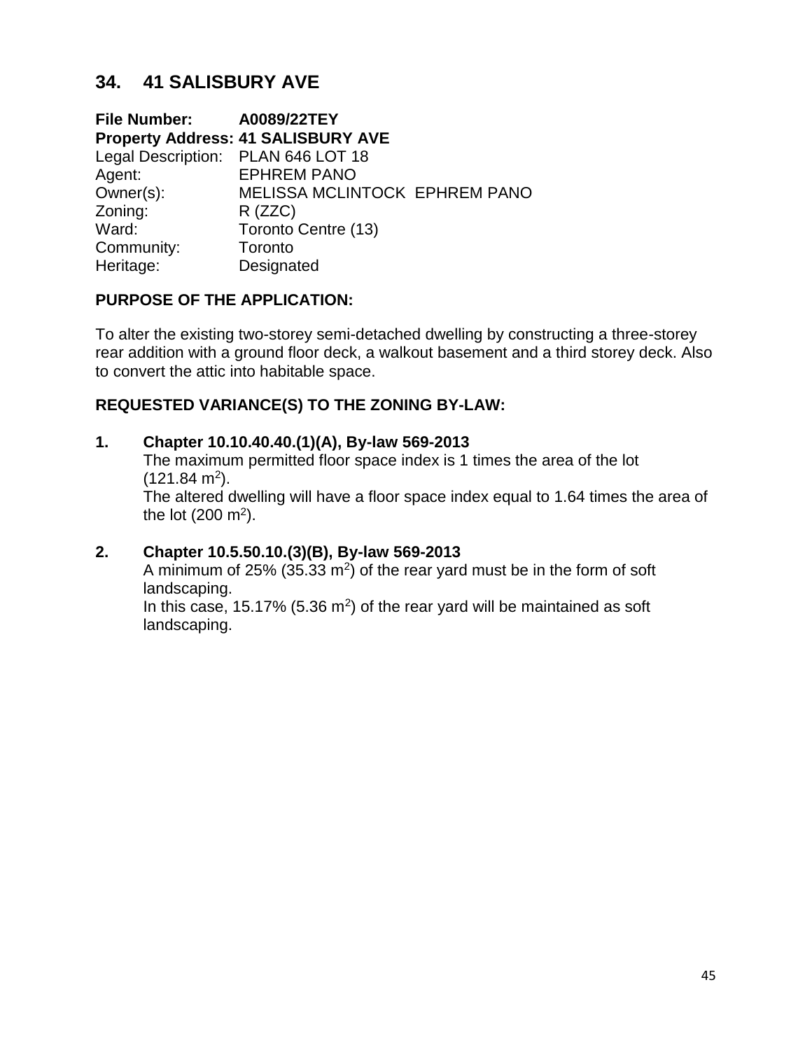## 34. 41 SALISBURY AVE

**File Number:** **A0089/22TEY**
**Property Address: 41 SALISBURY AVE**
Legal Description: PLAN 646 LOT 18
Agent: EPHREM PANO
Owner(s): MELISSA MCLINTOCK EPHREM PANO
Zoning: R (ZZC)
Ward: Toronto Centre (13)
Community: Toronto
Heritage: Designated

### PURPOSE OF THE APPLICATION:

To alter the existing two-storey semi-detached dwelling by constructing a three-storey rear addition with a ground floor deck, a walkout basement and a third storey deck. Also to convert the attic into habitable space.

### REQUESTED VARIANCE(S) TO THE ZONING BY-LAW:

**1. Chapter 10.10.40.40.(1)(A), By-law 569-2013**
The maximum permitted floor space index is 1 times the area of the lot (121.84 $m^2$).
The altered dwelling will have a floor space index equal to 1.64 times the area of the lot (200 $m^2$).

**2. Chapter 10.5.50.10.(3)(B), By-law 569-2013**
A minimum of 25% (35.33 $m^2$) of the rear yard must be in the form of soft landscaping.
In this case, 15.17% (5.36 $m^2$) of the rear yard will be maintained as soft landscaping.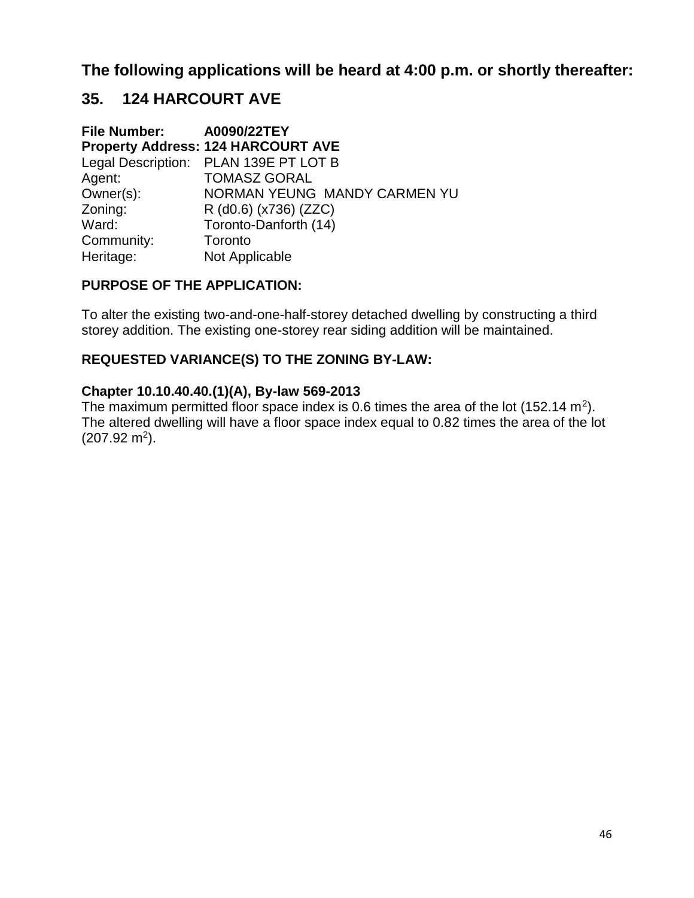## The following applications will be heard at 4:00 p.m. or shortly thereafter:

## 35. 124 HARCOURT AVE

**File Number:** **A0090/22TEY**
**Property Address: 124 HARCOURT AVE**
Legal Description: PLAN 139E PT LOT B
Agent: TOMASZ GORAL
Owner(s): NORMAN YEUNG MANDY CARMEN YU
Zoning: R (d0.6) (x736) (ZZC)
Ward: Toronto-Danforth (14)
Community: Toronto
Heritage: Not Applicable

### PURPOSE OF THE APPLICATION:

To alter the existing two-and-one-half-storey detached dwelling by constructing a third storey addition. The existing one-storey rear siding addition will be maintained.

### REQUESTED VARIANCE(S) TO THE ZONING BY-LAW:

**Chapter 10.10.40.40.(1)(A), By-law 569-2013**
The maximum permitted floor space index is 0.6 times the area of the lot (152.14 $m^2$). The altered dwelling will have a floor space index equal to 0.82 times the area of the lot (207.92 $m^2$).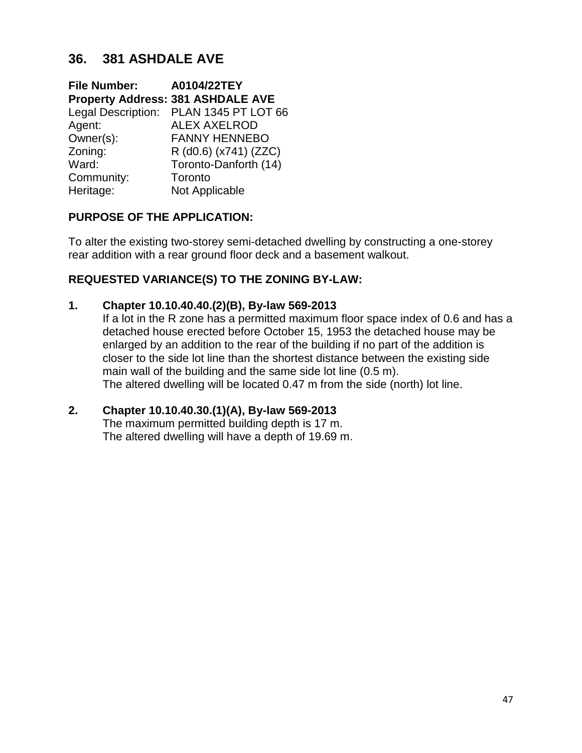## 36. 381 ASHDALE AVE

**File Number:** **A0104/22TEY**
**Property Address:** **381 ASHDALE AVE**
Legal Description: PLAN 1345 PT LOT 66
Agent: ALEX AXELROD
Owner(s): FANNY HENNEBO
Zoning: R (d0.6) (x741) (ZZC)
Ward: Toronto-Danforth (14)
Community: Toronto
Heritage: Not Applicable

### PURPOSE OF THE APPLICATION:

To alter the existing two-storey semi-detached dwelling by constructing a one-storey rear addition with a rear ground floor deck and a basement walkout.

### REQUESTED VARIANCE(S) TO THE ZONING BY-LAW:

**1. Chapter 10.10.40.40.(2)(B), By-law 569-2013**
If a lot in the R zone has a permitted maximum floor space index of 0.6 and has a detached house erected before October 15, 1953 the detached house may be enlarged by an addition to the rear of the building if no part of the addition is closer to the side lot line than the shortest distance between the existing side main wall of the building and the same side lot line (0.5 m).
The altered dwelling will be located 0.47 m from the side (north) lot line.

**2. Chapter 10.10.40.30.(1)(A), By-law 569-2013**
The maximum permitted building depth is 17 m.
The altered dwelling will have a depth of 19.69 m.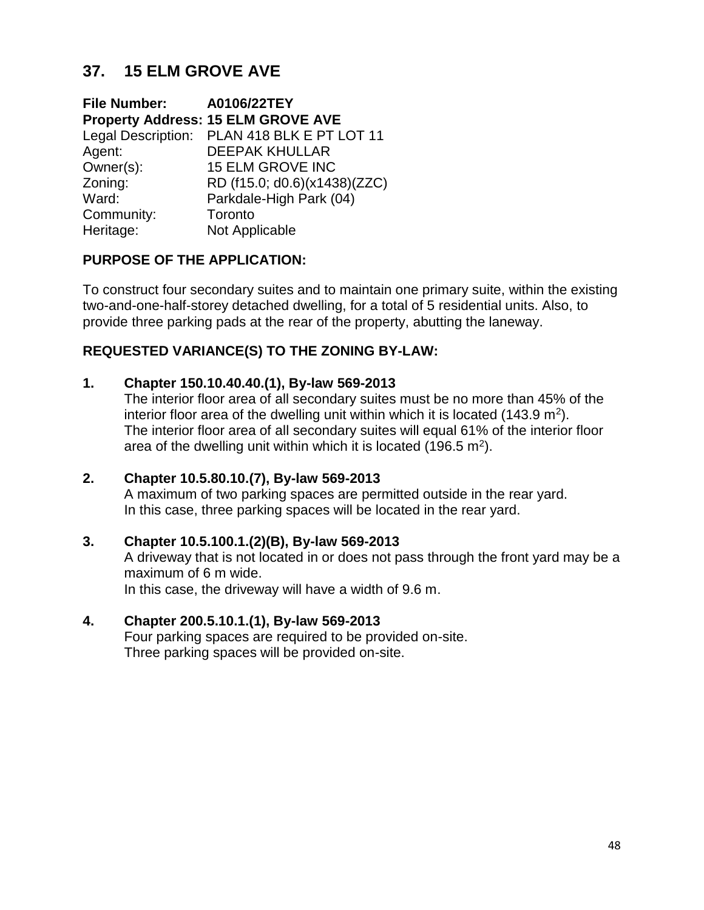## 37. 15 ELM GROVE AVE

**File Number:** **A0106/22TEY**
**Property Address: 15 ELM GROVE AVE**
Legal Description: PLAN 418 BLK E PT LOT 11
Agent: DEEPAK KHULLAR
Owner(s): 15 ELM GROVE INC
Zoning: RD (f15.0; d0.6)(x1438)(ZZC)
Ward: Parkdale-High Park (04)
Community: Toronto
Heritage: Not Applicable

### PURPOSE OF THE APPLICATION:

To construct four secondary suites and to maintain one primary suite, within the existing two-and-one-half-storey detached dwelling, for a total of 5 residential units. Also, to provide three parking pads at the rear of the property, abutting the laneway.

### REQUESTED VARIANCE(S) TO THE ZONING BY-LAW:

**1. Chapter 150.10.40.40.(1), By-law 569-2013**
The interior floor area of all secondary suites must be no more than 45% of the interior floor area of the dwelling unit within which it is located (143.9 $m^2$).
The interior floor area of all secondary suites will equal 61% of the interior floor area of the dwelling unit within which it is located (196.5 $m^2$).

**2. Chapter 10.5.80.10.(7), By-law 569-2013**
A maximum of two parking spaces are permitted outside in the rear yard.
In this case, three parking spaces will be located in the rear yard.

**3. Chapter 10.5.100.1.(2)(B), By-law 569-2013**
A driveway that is not located in or does not pass through the front yard may be a maximum of 6 m wide.
In this case, the driveway will have a width of 9.6 m.

**4. Chapter 200.5.10.1.(1), By-law 569-2013**
Four parking spaces are required to be provided on-site.
Three parking spaces will be provided on-site.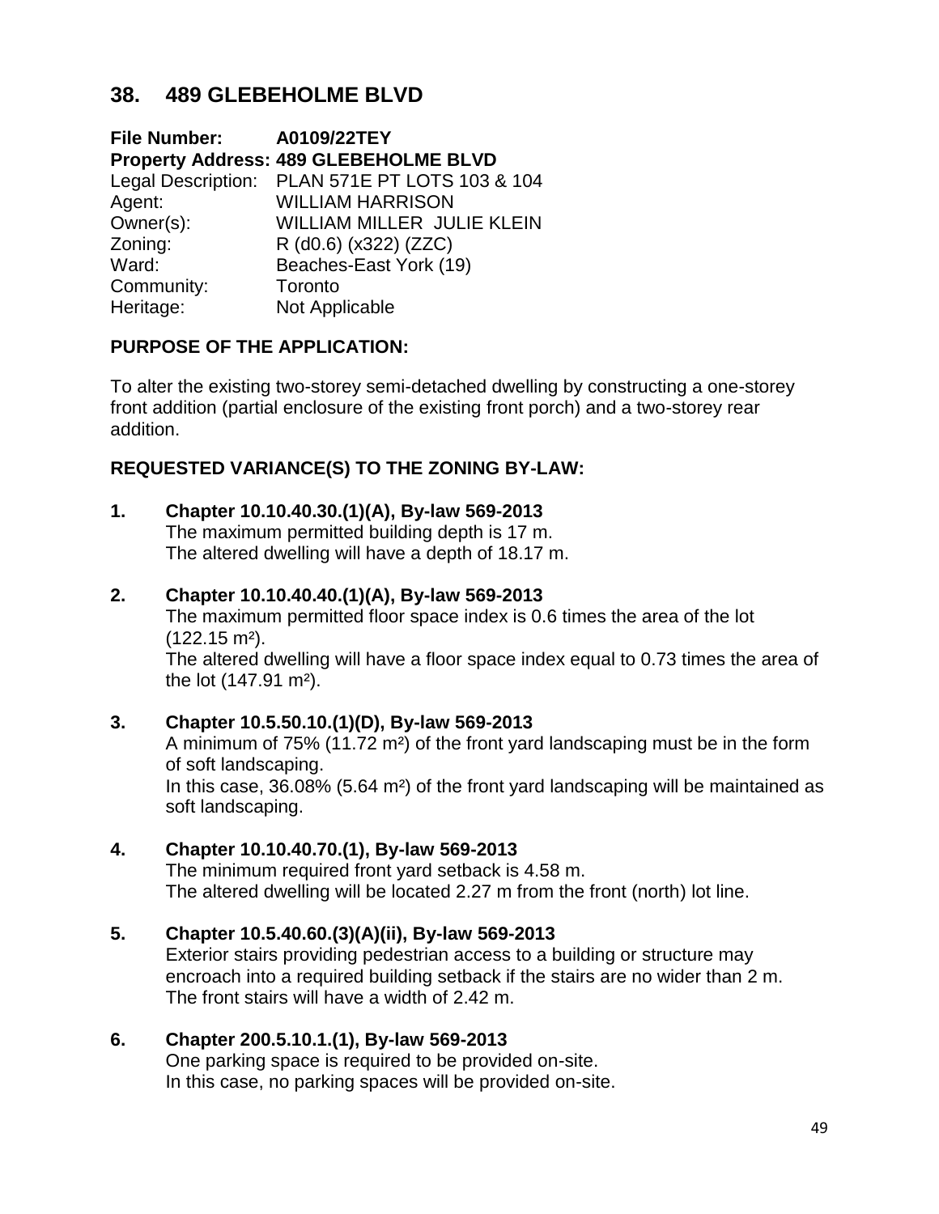## 38. 489 GLEBEHOLME BLVD

**File Number:** **A0109/22TEY**
**Property Address: 489 GLEBEHOLME BLVD**
Legal Description: PLAN 571E PT LOTS 103 & 104
Agent: WILLIAM HARRISON
Owner(s): WILLIAM MILLER JULIE KLEIN
Zoning: R (d0.6) (x322) (ZZC)
Ward: Beaches-East York (19)
Community: Toronto
Heritage: Not Applicable

### PURPOSE OF THE APPLICATION:

To alter the existing two-storey semi-detached dwelling by constructing a one-storey front addition (partial enclosure of the existing front porch) and a two-storey rear addition.

### REQUESTED VARIANCE(S) TO THE ZONING BY-LAW:

1. **Chapter 10.10.40.30.(1)(A), By-law 569-2013**
   The maximum permitted building depth is 17 m.
   The altered dwelling will have a depth of 18.17 m.

2. **Chapter 10.10.40.40.(1)(A), By-law 569-2013**
   The maximum permitted floor space index is 0.6 times the area of the lot (122.15 m²).
   The altered dwelling will have a floor space index equal to 0.73 times the area of the lot (147.91 m²).

3. **Chapter 10.5.50.10.(1)(D), By-law 569-2013**
   A minimum of 75% (11.72 m²) of the front yard landscaping must be in the form of soft landscaping.
   In this case, 36.08% (5.64 m²) of the front yard landscaping will be maintained as soft landscaping.

4. **Chapter 10.10.40.70.(1), By-law 569-2013**
   The minimum required front yard setback is 4.58 m.
   The altered dwelling will be located 2.27 m from the front (north) lot line.

5. **Chapter 10.5.40.60.(3)(A)(ii), By-law 569-2013**
   Exterior stairs providing pedestrian access to a building or structure may encroach into a required building setback if the stairs are no wider than 2 m.
   The front stairs will have a width of 2.42 m.

6. **Chapter 200.5.10.1.(1), By-law 569-2013**
   One parking space is required to be provided on-site.
   In this case, no parking spaces will be provided on-site.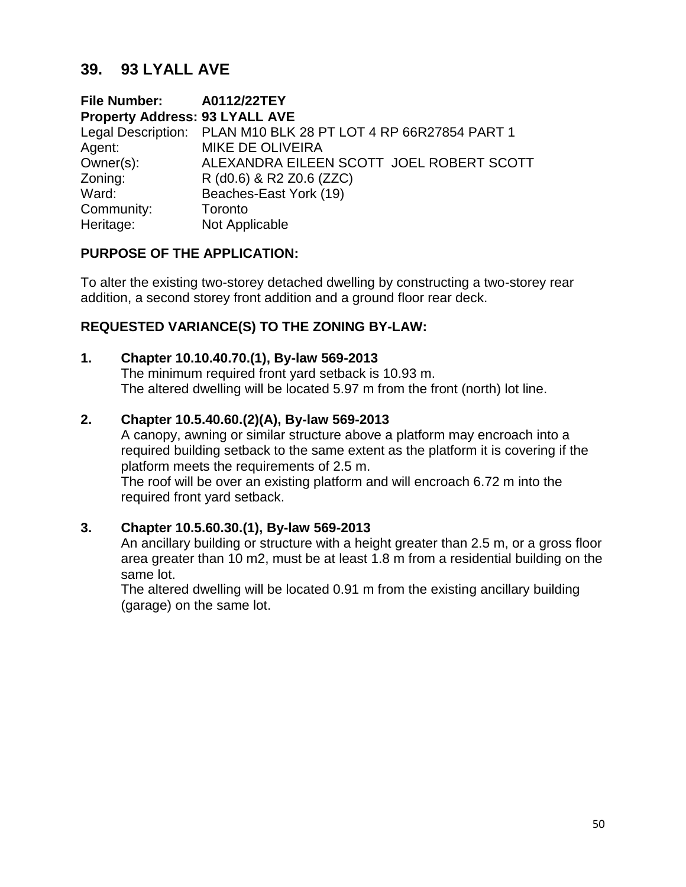## 39. 93 LYALL AVE

**File Number:** **A0112/22TEY**
**Property Address:** **93 LYALL AVE**
Legal Description: PLAN M10 BLK 28 PT LOT 4 RP 66R27854 PART 1
Agent: MIKE DE OLIVEIRA
Owner(s): ALEXANDRA EILEEN SCOTT JOEL ROBERT SCOTT
Zoning: R (d0.6) & R2 Z0.6 (ZZC)
Ward: Beaches-East York (19)
Community: Toronto
Heritage: Not Applicable

### PURPOSE OF THE APPLICATION:

To alter the existing two-storey detached dwelling by constructing a two-storey rear addition, a second storey front addition and a ground floor rear deck.

### REQUESTED VARIANCE(S) TO THE ZONING BY-LAW:

**1. Chapter 10.10.40.70.(1), By-law 569-2013**
The minimum required front yard setback is 10.93 m.
The altered dwelling will be located 5.97 m from the front (north) lot line.

**2. Chapter 10.5.40.60.(2)(A), By-law 569-2013**
A canopy, awning or similar structure above a platform may encroach into a required building setback to the same extent as the platform it is covering if the platform meets the requirements of 2.5 m.
The roof will be over an existing platform and will encroach 6.72 m into the required front yard setback.

**3. Chapter 10.5.60.30.(1), By-law 569-2013**
An ancillary building or structure with a height greater than 2.5 m, or a gross floor area greater than 10 m2, must be at least 1.8 m from a residential building on the same lot.
The altered dwelling will be located 0.91 m from the existing ancillary building (garage) on the same lot.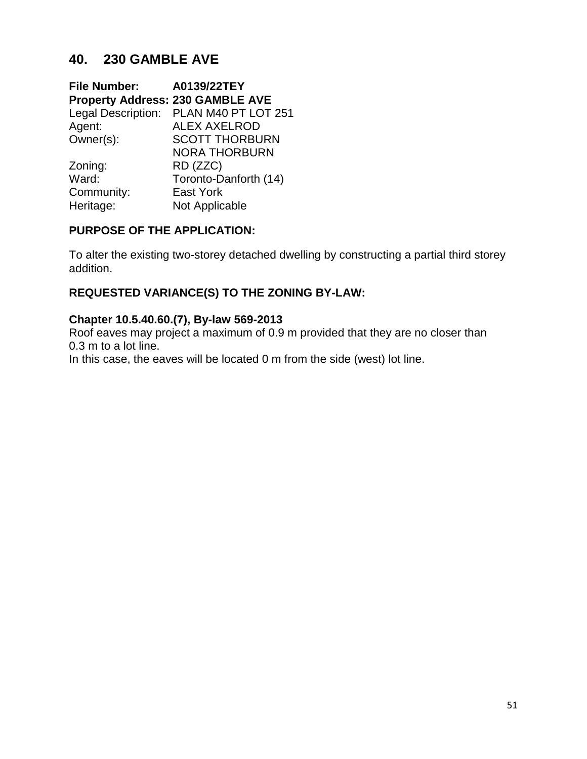## 40. 230 GAMBLE AVE

**File Number:** **A0139/22TEY**
**Property Address:** **230 GAMBLE AVE**
Legal Description: PLAN M40 PT LOT 251
Agent: ALEX AXELROD
Owner(s): SCOTT THORBURN
NORA THORBURN
Zoning: RD (ZZC)
Ward: Toronto-Danforth (14)
Community: East York
Heritage: Not Applicable

### PURPOSE OF THE APPLICATION:

To alter the existing two-storey detached dwelling by constructing a partial third storey addition.

### REQUESTED VARIANCE(S) TO THE ZONING BY-LAW:

**Chapter 10.5.40.60.(7), By-law 569-2013**
Roof eaves may project a maximum of 0.9 m provided that they are no closer than 0.3 m to a lot line.
In this case, the eaves will be located 0 m from the side (west) lot line.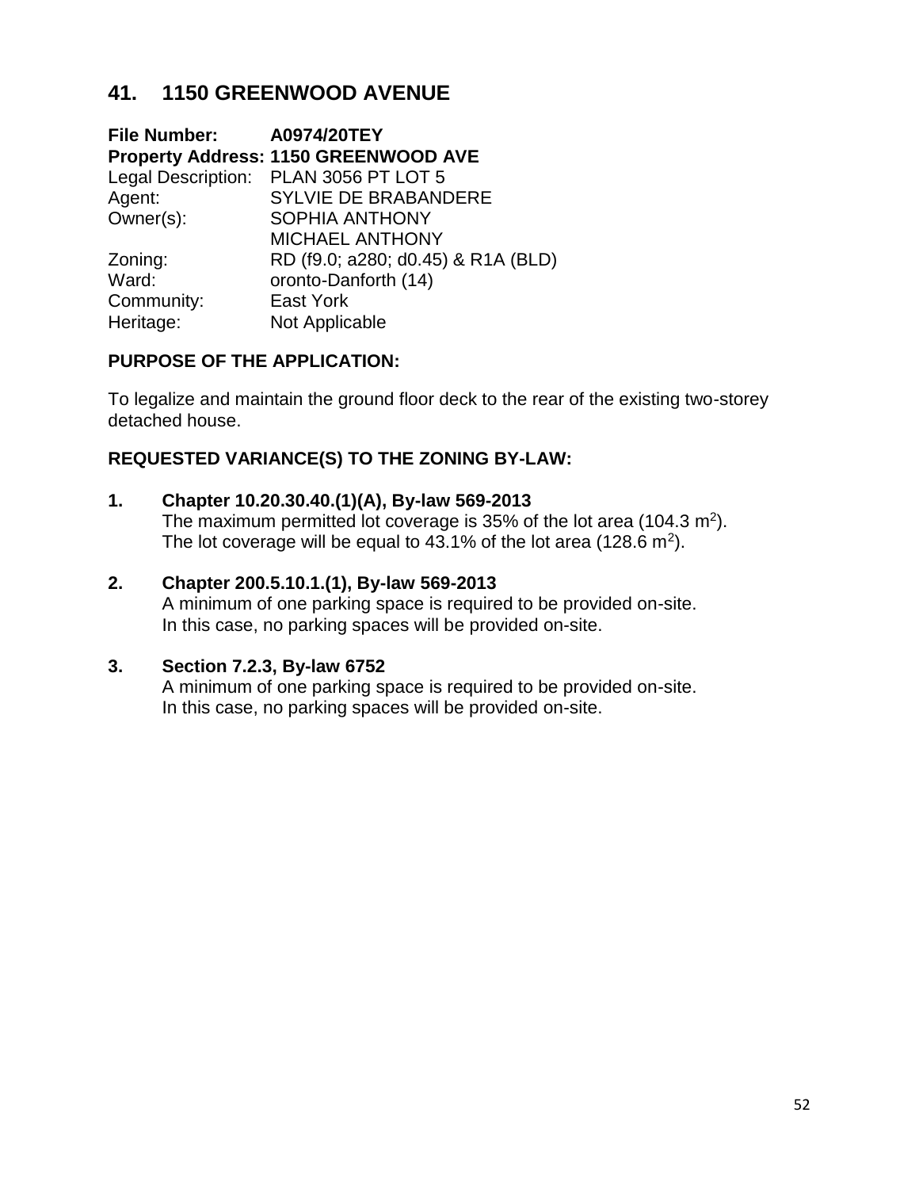## 41. 1150 GREENWOOD AVENUE

**File Number:** **A0974/20TEY**
**Property Address: 1150 GREENWOOD AVE**
Legal Description: PLAN 3056 PT LOT 5
Agent: SYLVIE DE BRABANDERE
Owner(s): SOPHIA ANTHONY
MICHAEL ANTHONY
Zoning: RD (f9.0; a280; d0.45) & R1A (BLD)
Ward: oronto-Danforth (14)
Community: East York
Heritage: Not Applicable

**PURPOSE OF THE APPLICATION:**

To legalize and maintain the ground floor deck to the rear of the existing two-storey detached house.

**REQUESTED VARIANCE(S) TO THE ZONING BY-LAW:**

1. **Chapter 10.20.30.40.(1)(A), By-law 569-2013**
   The maximum permitted lot coverage is 35% of the lot area (104.3 $m^2$).
   The lot coverage will be equal to 43.1% of the lot area (128.6 $m^2$).

2. **Chapter 200.5.10.1.(1), By-law 569-2013**
   A minimum of one parking space is required to be provided on-site.
   In this case, no parking spaces will be provided on-site.

3. **Section 7.2.3, By-law 6752**
   A minimum of one parking space is required to be provided on-site.
   In this case, no parking spaces will be provided on-site.